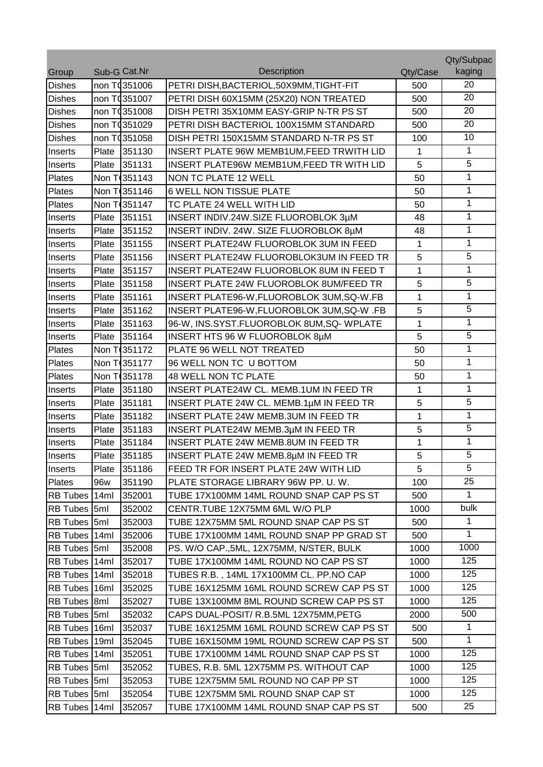| Group | Sub-G | Cat.Nr | Description | Qty/Case | Qty/Subpackaging |
|---|---|---|---|---|---|
| Dishes | non T( | 351006 | PETRI DISH,BACTERIOL,50X9MM,TIGHT-FIT | 500 | 20 |
| Dishes | non T( | 351007 | PETRI DISH 60X15MM (25X20) NON TREATED | 500 | 20 |
| Dishes | non T( | 351008 | DISH PETRI 35X10MM EASY-GRIP N-TR PS ST | 500 | 20 |
| Dishes | non T( | 351029 | PETRI DISH BACTERIOL 100X15MM STANDARD | 500 | 20 |
| Dishes | non T( | 351058 | DISH PETRI 150X15MM STANDARD N-TR PS ST | 100 | 10 |
| Inserts | Plate | 351130 | INSERT PLATE 96W MEMB1UM,FEED TRWITH LID | 1 | 1 |
| Inserts | Plate | 351131 | INSERT PLATE96W MEMB1UM,FEED TR WITH LID | 5 | 5 |
| Plates | Non T( | 351143 | NON TC PLATE 12 WELL | 50 | 1 |
| Plates | Non T( | 351146 | 6 WELL NON TISSUE PLATE | 50 | 1 |
| Plates | Non T( | 351147 | TC PLATE 24 WELL WITH LID | 50 | 1 |
| Inserts | Plate | 351151 | INSERT INDIV.24W.SIZE FLUOROBLOK 3µM | 48 | 1 |
| Inserts | Plate | 351152 | INSERT INDIV. 24W. SIZE FLUOROBLOK 8µM | 48 | 1 |
| Inserts | Plate | 351155 | INSERT PLATE24W FLUOROBLOK 3UM IN FEED | 1 | 1 |
| Inserts | Plate | 351156 | INSERT PLATE24W FLUOROBLOK3UM IN FEED TR | 5 | 5 |
| Inserts | Plate | 351157 | INSERT PLATE24W FLUOROBLOK 8UM IN FEED T | 1 | 1 |
| Inserts | Plate | 351158 | INSERT PLATE 24W FLUOROBLOK 8UM/FEED TR | 5 | 5 |
| Inserts | Plate | 351161 | INSERT PLATE96-W,FLUOROBLOK 3UM,SQ-W.FB | 1 | 1 |
| Inserts | Plate | 351162 | INSERT PLATE96-W,FLUOROBLOK 3UM,SQ-W .FB | 5 | 5 |
| Inserts | Plate | 351163 | 96-W, INS.SYST.FLUOROBLOK 8UM,SQ- WPLATE | 1 | 1 |
| Inserts | Plate | 351164 | INSERT HTS 96 W FLUOROBLOK 8µM | 5 | 5 |
| Plates | Non T( | 351172 | PLATE 96 WELL NOT TREATED | 50 | 1 |
| Plates | Non T( | 351177 | 96 WELL NON TC U BOTTOM | 50 | 1 |
| Plates | Non T( | 351178 | 48 WELL NON TC PLATE | 50 | 1 |
| Inserts | Plate | 351180 | INSERT PLATE24W CL. MEMB.1UM IN FEED TR | 1 | 1 |
| Inserts | Plate | 351181 | INSERT PLATE 24W CL. MEMB.1µM IN FEED TR | 5 | 5 |
| Inserts | Plate | 351182 | INSERT PLATE 24W MEMB.3UM IN FEED TR | 1 | 1 |
| Inserts | Plate | 351183 | INSERT PLATE24W MEMB.3µM IN FEED TR | 5 | 5 |
| Inserts | Plate | 351184 | INSERT PLATE 24W MEMB.8UM IN FEED TR | 1 | 1 |
| Inserts | Plate | 351185 | INSERT PLATE 24W MEMB.8µM IN FEED TR | 5 | 5 |
| Inserts | Plate | 351186 | FEED TR FOR INSERT PLATE 24W WITH LID | 5 | 5 |
| Plates | 96w | 351190 | PLATE STORAGE LIBRARY 96W PP. U. W. | 100 | 25 |
| RB Tubes | 14ml | 352001 | TUBE 17X100MM 14ML ROUND SNAP CAP PS ST | 500 | 1 |
| RB Tubes | 5ml | 352002 | CENTR.TUBE 12X75MM 6ML W/O PLP | 1000 | bulk |
| RB Tubes | 5ml | 352003 | TUBE 12X75MM 5ML ROUND SNAP CAP PS ST | 500 | 1 |
| RB Tubes | 14ml | 352006 | TUBE 17X100MM 14ML ROUND SNAP PP GRAD ST | 500 | 1 |
| RB Tubes | 5ml | 352008 | PS. W/O CAP.,5ML, 12X75MM, N/STER, BULK | 1000 | 1000 |
| RB Tubes | 14ml | 352017 | TUBE 17X100MM 14ML ROUND NO CAP PS ST | 1000 | 125 |
| RB Tubes | 14ml | 352018 | TUBES R.B. , 14ML 17X100MM CL. PP.NO CAP | 1000 | 125 |
| RB Tubes | 16ml | 352025 | TUBE 16X125MM 16ML ROUND SCREW CAP PS ST | 1000 | 125 |
| RB Tubes | 8ml | 352027 | TUBE 13X100MM 8ML ROUND SCREW CAP PS ST | 1000 | 125 |
| RB Tubes | 5ml | 352032 | CAPS DUAL-POSIT/ R.B.5ML 12X75MM,PETG | 2000 | 500 |
| RB Tubes | 16ml | 352037 | TUBE 16X125MM 16ML ROUND SCREW CAP PS ST | 500 | 1 |
| RB Tubes | 19ml | 352045 | TUBE 16X150MM 19ML ROUND SCREW CAP PS ST | 500 | 1 |
| RB Tubes | 14ml | 352051 | TUBE 17X100MM 14ML ROUND SNAP CAP PS ST | 1000 | 125 |
| RB Tubes | 5ml | 352052 | TUBES, R.B. 5ML 12X75MM PS. WITHOUT CAP | 1000 | 125 |
| RB Tubes | 5ml | 352053 | TUBE 12X75MM 5ML ROUND NO CAP PP ST | 1000 | 125 |
| RB Tubes | 5ml | 352054 | TUBE 12X75MM 5ML ROUND SNAP CAP ST | 1000 | 125 |
| RB Tubes | 14ml | 352057 | TUBE 17X100MM 14ML ROUND SNAP CAP PS ST | 500 | 25 |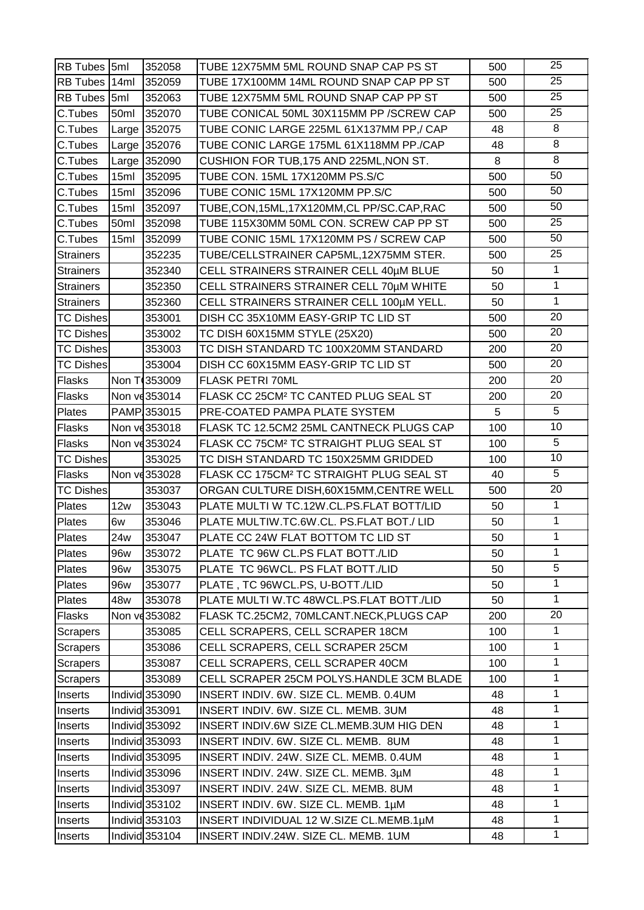| | | | | | |
|---|---|---|---|---|---|
| RB Tubes | 5ml | 352058 | TUBE 12X75MM 5ML ROUND SNAP CAP PS ST | 500 | 25 |
| RB Tubes | 14ml | 352059 | TUBE 17X100MM 14ML ROUND SNAP CAP PP ST | 500 | 25 |
| RB Tubes | 5ml | 352063 | TUBE 12X75MM 5ML ROUND SNAP CAP PP ST | 500 | 25 |
| C.Tubes | 50ml | 352070 | TUBE CONICAL 50ML 30X115MM PP /SCREW CAP | 500 | 25 |
| C.Tubes | Large | 352075 | TUBE CONIC LARGE 225ML 61X137MM PP,/ CAP | 48 | 8 |
| C.Tubes | Large | 352076 | TUBE CONIC LARGE 175ML 61X118MM PP./CAP | 48 | 8 |
| C.Tubes | Large | 352090 | CUSHION FOR TUB,175 AND 225ML,NON ST. | 8 | 8 |
| C.Tubes | 15ml | 352095 | TUBE CON. 15ML 17X120MM PS.S/C | 500 | 50 |
| C.Tubes | 15ml | 352096 | TUBE CONIC 15ML 17X120MM PP.S/C | 500 | 50 |
| C.Tubes | 15ml | 352097 | TUBE,CON,15ML,17X120MM,CL PP/SC.CAP,RAC | 500 | 50 |
| C.Tubes | 50ml | 352098 | TUBE 115X30MM 50ML CON. SCREW CAP PP ST | 500 | 25 |
| C.Tubes | 15ml | 352099 | TUBE CONIC 15ML 17X120MM PS / SCREW CAP | 500 | 50 |
| Strainers | | 352235 | TUBE/CELLSTRAINER CAP5ML,12X75MM STER. | 500 | 25 |
| Strainers | | 352340 | CELL STRAINERS STRAINER CELL 40µM BLUE | 50 | 1 |
| Strainers | | 352350 | CELL STRAINERS STRAINER CELL 70µM WHITE | 50 | 1 |
| Strainers | | 352360 | CELL STRAINERS STRAINER CELL 100µM YELL. | 50 | 1 |
| TC Dishes | | 353001 | DISH CC 35X10MM EASY-GRIP TC LID ST | 500 | 20 |
| TC Dishes | | 353002 | TC DISH 60X15MM STYLE (25X20) | 500 | 20 |
| TC Dishes | | 353003 | TC DISH STANDARD TC 100X20MM STANDARD | 200 | 20 |
| TC Dishes | | 353004 | DISH CC 60X15MM EASY-GRIP TC LID ST | 500 | 20 |
| Flasks | Non T | 353009 | FLASK PETRI 70ML | 200 | 20 |
| Flasks | Non ve | 353014 | FLASK CC 25CM² TC CANTED PLUG SEAL ST | 200 | 20 |
| Plates | PAMP | 353015 | PRE-COATED PAMPA PLATE SYSTEM | 5 | 5 |
| Flasks | Non ve | 353018 | FLASK TC 12.5CM2 25ML CANTNECK PLUGS CAP | 100 | 10 |
| Flasks | Non ve | 353024 | FLASK CC 75CM² TC STRAIGHT PLUG SEAL ST | 100 | 5 |
| TC Dishes | | 353025 | TC DISH STANDARD TC 150X25MM GRIDDED | 100 | 10 |
| Flasks | Non ve | 353028 | FLASK CC 175CM² TC STRAIGHT PLUG SEAL ST | 40 | 5 |
| TC Dishes | | 353037 | ORGAN CULTURE DISH,60X15MM,CENTRE WELL | 500 | 20 |
| Plates | 12w | 353043 | PLATE MULTI W TC.12W.CL.PS.FLAT BOTT/LID | 50 | 1 |
| Plates | 6w | 353046 | PLATE MULTIW.TC.6W.CL. PS.FLAT BOT./ LID | 50 | 1 |
| Plates | 24w | 353047 | PLATE CC 24W FLAT BOTTOM TC LID ST | 50 | 1 |
| Plates | 96w | 353072 | PLATE TC 96W CL.PS FLAT BOTT./LID | 50 | 1 |
| Plates | 96w | 353075 | PLATE TC 96WCL. PS FLAT BOTT./LID | 50 | 5 |
| Plates | 96w | 353077 | PLATE , TC 96WCL.PS, U-BOTT./LID | 50 | 1 |
| Plates | 48w | 353078 | PLATE MULTI W.TC 48WCL.PS.FLAT BOTT./LID | 50 | 1 |
| Flasks | Non ve | 353082 | FLASK TC.25CM2, 70MLCANT.NECK,PLUGS CAP | 200 | 20 |
| Scrapers | | 353085 | CELL SCRAPERS, CELL SCRAPER 18CM | 100 | 1 |
| Scrapers | | 353086 | CELL SCRAPERS, CELL SCRAPER 25CM | 100 | 1 |
| Scrapers | | 353087 | CELL SCRAPERS, CELL SCRAPER 40CM | 100 | 1 |
| Scrapers | | 353089 | CELL SCRAPER 25CM POLYS.HANDLE 3CM BLADE | 100 | 1 |
| Inserts | Individ | 353090 | INSERT INDIV. 6W. SIZE CL. MEMB. 0.4UM | 48 | 1 |
| Inserts | Individ | 353091 | INSERT INDIV. 6W. SIZE CL. MEMB. 3UM | 48 | 1 |
| Inserts | Individ | 353092 | INSERT INDIV.6W SIZE CL.MEMB.3UM HIG DEN | 48 | 1 |
| Inserts | Individ | 353093 | INSERT INDIV. 6W. SIZE CL. MEMB. 8UM | 48 | 1 |
| Inserts | Individ | 353095 | INSERT INDIV. 24W. SIZE CL. MEMB. 0.4UM | 48 | 1 |
| Inserts | Individ | 353096 | INSERT INDIV. 24W. SIZE CL. MEMB. 3µM | 48 | 1 |
| Inserts | Individ | 353097 | INSERT INDIV. 24W. SIZE CL. MEMB. 8UM | 48 | 1 |
| Inserts | Individ | 353102 | INSERT INDIV. 6W. SIZE CL. MEMB. 1µM | 48 | 1 |
| Inserts | Individ | 353103 | INSERT INDIVIDUAL 12 W.SIZE CL.MEMB.1µM | 48 | 1 |
| Inserts | Individ | 353104 | INSERT INDIV.24W. SIZE CL. MEMB. 1UM | 48 | 1 |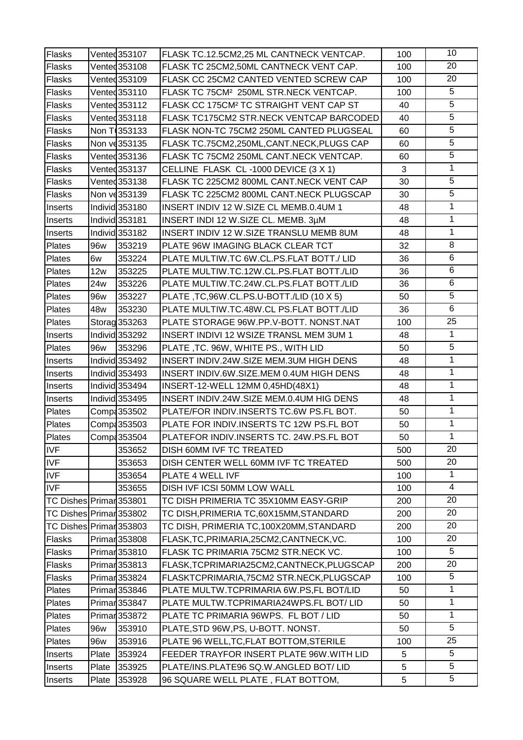| Flasks | Vented | 353107 | FLASK TC.12.5CM2,25 ML CANTNECK VENTCAP. | 100 | 10 |
|---|---|---|---|---|---|
| Flasks | Vented | 353108 | FLASK TC 25CM2,50ML CANTNECK VENT CAP. | 100 | 20 |
| Flasks | Vented | 353109 | FLASK CC 25CM2 CANTED VENTED SCREW CAP | 100 | 20 |
| Flasks | Vented | 353110 | FLASK TC 75CM² 250ML STR.NECK VENTCAP. | 100 | 5 |
| Flasks | Vented | 353112 | FLASK CC 175CM² TC STRAIGHT VENT CAP ST | 40 | 5 |
| Flasks | Vented | 353118 | FLASK TC175CM2 STR.NECK VENTCAP BARCODED | 40 | 5 |
| Flasks | Non T | 353133 | FLASK NON-TC 75CM2 250ML CANTED PLUGSEAL | 60 | 5 |
| Flasks | Non ve | 353135 | FLASK TC.75CM2,250ML,CANT.NECK,PLUGS CAP | 60 | 5 |
| Flasks | Vented | 353136 | FLASK TC 75CM2 250ML CANT.NECK VENTCAP. | 60 | 5 |
| Flasks | Vented | 353137 | CELLINE FLASK CL -1000 DEVICE (3 X 1) | 3 | 1 |
| Flasks | Vented | 353138 | FLASK TC 225CM2 800ML CANT.NECK VENT CAP | 30 | 5 |
| Flasks | Non ve | 353139 | FLASK TC 225CM2 800ML CANT.NECK PLUGSCAP | 30 | 5 |
| Inserts | Individ | 353180 | INSERT INDIV 12 W.SIZE CL MEMB.0.4UM 1 | 48 | 1 |
| Inserts | Individ | 353181 | INSERT INDI 12 W.SIZE CL. MEMB. 3µM | 48 | 1 |
| Inserts | Individ | 353182 | INSERT INDIV 12 W.SIZE TRANSLU MEMB 8UM | 48 | 1 |
| Plates | 96w | 353219 | PLATE 96W IMAGING BLACK CLEAR TCT | 32 | 8 |
| Plates | 6w | 353224 | PLATE MULTIW.TC 6W.CL.PS.FLAT BOTT./ LID | 36 | 6 |
| Plates | 12w | 353225 | PLATE MULTIW.TC.12W.CL.PS.FLAT BOTT./LID | 36 | 6 |
| Plates | 24w | 353226 | PLATE MULTIW.TC.24W.CL.PS.FLAT BOTT./LID | 36 | 6 |
| Plates | 96w | 353227 | PLATE ,TC,96W.CL.PS.U-BOTT./LID (10 X 5) | 50 | 5 |
| Plates | 48w | 353230 | PLATE MULTIW.TC.48W.CL PS.FLAT BOTT./LID | 36 | 6 |
| Plates | Storag | 353263 | PLATE STORAGE 96W.PP.V-BOTT. NONST.NAT | 100 | 25 |
| Inserts | Individ | 353292 | INSERT INDIVI 12 WSIZE TRANSL MEM 3UM 1 | 48 | 1 |
| Plates | 96w | 353296 | PLATE ,TC. 96W, WHITE PS., WITH LID | 50 | 5 |
| Inserts | Individ | 353492 | INSERT INDIV.24W.SIZE MEM.3UM HIGH DENS | 48 | 1 |
| Inserts | Individ | 353493 | INSERT INDIV.6W.SIZE.MEM 0.4UM HIGH DENS | 48 | 1 |
| Inserts | Individ | 353494 | INSERT-12-WELL 12MM 0,45HD(48X1) | 48 | 1 |
| Inserts | Individ | 353495 | INSERT INDIV.24W.SIZE MEM.0.4UM HIG DENS | 48 | 1 |
| Plates | Compa | 353502 | PLATE/FOR INDIV.INSERTS TC.6W PS.FL BOT. | 50 | 1 |
| Plates | Compa | 353503 | PLATE FOR INDIV.INSERTS TC 12W PS.FL BOT | 50 | 1 |
| Plates | Compa | 353504 | PLATEFOR INDIV.INSERTS TC. 24W.PS.FL BOT | 50 | 1 |
| IVF | | 353652 | DISH 60MM IVF TC TREATED | 500 | 20 |
| IVF | | 353653 | DISH CENTER WELL 60MM IVF TC TREATED | 500 | 20 |
| IVF | | 353654 | PLATE 4 WELL IVF | 100 | 1 |
| IVF | | 353655 | DISH IVF ICSI 50MM LOW WALL | 100 | 4 |
| TC Dishes | Primar | 353801 | TC DISH PRIMERIA TC 35X10MM EASY-GRIP | 200 | 20 |
| TC Dishes | Primar | 353802 | TC DISH,PRIMERIA TC,60X15MM,STANDARD | 200 | 20 |
| TC Dishes | Primar | 353803 | TC DISH, PRIMERIA TC,100X20MM,STANDARD | 200 | 20 |
| Flasks | Primar | 353808 | FLASK,TC,PRIMARIA,25CM2,CANTNECK,VC. | 100 | 20 |
| Flasks | Primar | 353810 | FLASK TC PRIMARIA 75CM2 STR.NECK VC. | 100 | 5 |
| Flasks | Primar | 353813 | FLASK,TCPRIMARIA25CM2,CANTNECK,PLUGSCAP | 200 | 20 |
| Flasks | Primar | 353824 | FLASKTCPRIMARIA,75CM2 STR.NECK,PLUGSCAP | 100 | 5 |
| Plates | Primar | 353846 | PLATE MULTW.TCPRIMARIA 6W.PS,FL BOT/LID | 50 | 1 |
| Plates | Primar | 353847 | PLATE MULTW.TCPRIMARIA24WPS.FL BOT/ LID | 50 | 1 |
| Plates | Primar | 353872 | PLATE TC PRIMARIA 96WPS. FL BOT / LID | 50 | 1 |
| Plates | 96w | 353910 | PLATE,STD 96W,PS, U-BOTT. NONST. | 50 | 5 |
| Plates | 96w | 353916 | PLATE 96 WELL,TC,FLAT BOTTOM,STERILE | 100 | 25 |
| Inserts | Plate | 353924 | FEEDER TRAYFOR INSERT PLATE 96W.WITH LID | 5 | 5 |
| Inserts | Plate | 353925 | PLATE/INS.PLATE96 SQ.W.ANGLED BOT/ LID | 5 | 5 |
| Inserts | Plate | 353928 | 96 SQUARE WELL PLATE , FLAT BOTTOM, | 5 | 5 |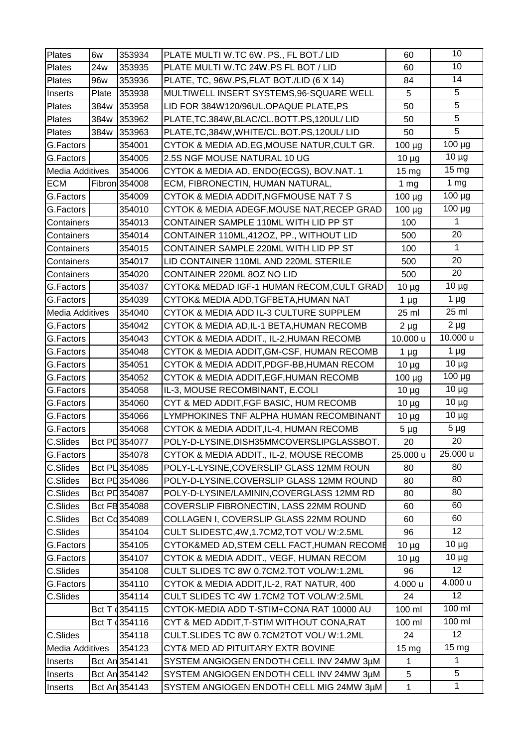| | | | | | |
|---|---|---|---|---|---|
| Plates | 6w | 353934 | PLATE MULTI W.TC 6W. PS., FL BOT./ LID | 60 | 10 |
| Plates | 24w | 353935 | PLATE MULTI W.TC 24W.PS FL BOT / LID | 60 | 10 |
| Plates | 96w | 353936 | PLATE, TC, 96W.PS,FLAT BOT./LID (6 X 14) | 84 | 14 |
| Inserts | Plate | 353938 | MULTIWELL INSERT SYSTEMS,96-SQUARE WELL | 5 | 5 |
| Plates | 384w | 353958 | LID FOR 384W120/96UL.OPAQUE PLATE,PS | 50 | 5 |
| Plates | 384w | 353962 | PLATE,TC.384W,BLAC/CL.BOTT.PS,120UL/ LID | 50 | 5 |
| Plates | 384w | 353963 | PLATE,TC,384W,WHITE/CL.BOT.PS,120UL/ LID | 50 | 5 |
| G.Factors | | 354001 | CYTOK & MEDIA AD,EG,MOUSE NATUR,CULT GR. | 100 µg | 100 µg |
| G.Factors | | 354005 | 2.5S NGF MOUSE NATURAL 10 UG | 10 µg | 10 µg |
| Media Additives | | 354006 | CYTOK & MEDIA AD, ENDO(ECGS), BOV.NAT. 1 | 15 mg | 15 mg |
| ECM | Fibron | 354008 | ECM, FIBRONECTIN, HUMAN NATURAL, | 1 mg | 1 mg |
| G.Factors | | 354009 | CYTOK & MEDIA ADDIT,NGFMOUSE NAT 7 S | 100 µg | 100 µg |
| G.Factors | | 354010 | CYTOK & MEDIA ADEGF,MOUSE NAT,RECEP GRAD | 100 µg | 100 µg |
| Containers | | 354013 | CONTAINER SAMPLE 110ML WITH LID PP ST | 100 | 1 |
| Containers | | 354014 | CONTAINER 110ML,412OZ, PP., WITHOUT LID | 500 | 20 |
| Containers | | 354015 | CONTAINER SAMPLE 220ML WITH LID PP ST | 100 | 1 |
| Containers | | 354017 | LID CONTAINER 110ML AND 220ML STERILE | 500 | 20 |
| Containers | | 354020 | CONTAINER 220ML 8OZ NO LID | 500 | 20 |
| G.Factors | | 354037 | CYTOK& MEDAD IGF-1 HUMAN RECOM,CULT GRAD | 10 µg | 10 µg |
| G.Factors | | 354039 | CYTOK& MEDIA ADD,TGFBETA,HUMAN NAT | 1 µg | 1 µg |
| Media Additives | | 354040 | CYTOK & MEDIA ADD IL-3 CULTURE SUPPLEM | 25 ml | 25 ml |
| G.Factors | | 354042 | CYTOK & MEDIA AD,IL-1 BETA,HUMAN RECOMB | 2 µg | 2 µg |
| G.Factors | | 354043 | CYTOK & MEDIA ADDIT., IL-2,HUMAN RECOMB | 10.000 u | 10.000 u |
| G.Factors | | 354048 | CYTOK & MEDIA ADDIT,GM-CSF, HUMAN RECOMB | 1 µg | 1 µg |
| G.Factors | | 354051 | CYTOK & MEDIA ADDIT,PDGF-BB,HUMAN RECOM | 10 µg | 10 µg |
| G.Factors | | 354052 | CYTOK & MEDIA ADDIT,EGF,HUMAN RECOMB | 100 µg | 100 µg |
| G.Factors | | 354058 | IL-3, MOUSE RECOMBINANT, E.COLI | 10 µg | 10 µg |
| G.Factors | | 354060 | CYT & MED ADDIT,FGF BASIC, HUM RECOMB | 10 µg | 10 µg |
| G.Factors | | 354066 | LYMPHOKINES TNF ALPHA HUMAN RECOMBINANT | 10 µg | 10 µg |
| G.Factors | | 354068 | CYTOK & MEDIA ADDIT,IL-4, HUMAN RECOMB | 5 µg | 5 µg |
| C.Slides | Bct PD | 354077 | POLY-D-LYSINE,DISH35MMCOVERSLIPGLASSBOT. | 20 | 20 |
| G.Factors | | 354078 | CYTOK & MEDIA ADDIT., IL-2, MOUSE RECOMB | 25.000 u | 25.000 u |
| C.Slides | Bct PL | 354085 | POLY-L-LYSINE,COVERSLIP GLASS 12MM ROUN | 80 | 80 |
| C.Slides | Bct PD | 354086 | POLY-D-LYSINE,COVERSLIP GLASS 12MM ROUND | 80 | 80 |
| C.Slides | Bct PD | 354087 | POLY-D-LYSINE/LAMININ,COVERGLASS 12MM RD | 80 | 80 |
| C.Slides | Bct FB | 354088 | COVERSLIP FIBRONECTIN, LASS 22MM ROUND | 60 | 60 |
| C.Slides | Bct Co | 354089 | COLLAGEN I, COVERSLIP GLASS 22MM ROUND | 60 | 60 |
| C.Slides | | 354104 | CULT SLIDESTC,4W,1.7CM2,TOT VOL/ W:2.5ML | 96 | 12 |
| G.Factors | | 354105 | CYTOK&MED AD,STEM CELL FACT,HUMAN RECOMB | 10 µg | 10 µg |
| G.Factors | | 354107 | CYTOK & MEDIA ADDIT., VEGF, HUMAN RECOM | 10 µg | 10 µg |
| C.Slides | | 354108 | CULT SLIDES TC 8W 0.7CM2.TOT VOL/W:1.2ML | 96 | 12 |
| G.Factors | | 354110 | CYTOK & MEDIA ADDIT,IL-2, RAT NATUR, 400 | 4.000 u | 4.000 u |
| C.Slides | | 354114 | CULT SLIDES TC 4W 1.7CM2 TOT VOL/W:2.5ML | 24 | 12 |
| | Bct T c | 354115 | CYTOK-MEDIA ADD T-STIM+CONA RAT 10000 AU | 100 ml | 100 ml |
| | Bct T c | 354116 | CYT & MED ADDIT,T-STIM WITHOUT CONA,RAT | 100 ml | 100 ml |
| C.Slides | | 354118 | CULT.SLIDES TC 8W 0.7CM2TOT VOL/ W:1.2ML | 24 | 12 |
| Media Additives | | 354123 | CYT& MED AD PITUITARY EXTR BOVINE | 15 mg | 15 mg |
| Inserts | Bct An | 354141 | SYSTEM ANGIOGEN ENDOTH CELL INV 24MW 3µM | 1 | 1 |
| Inserts | Bct An | 354142 | SYSTEM ANGIOGEN ENDOTH CELL INV 24MW 3µM | 5 | 5 |
| Inserts | Bct An | 354143 | SYSTEM ANGIOGEN ENDOTH CELL MIG 24MW 3µM | 1 | 1 |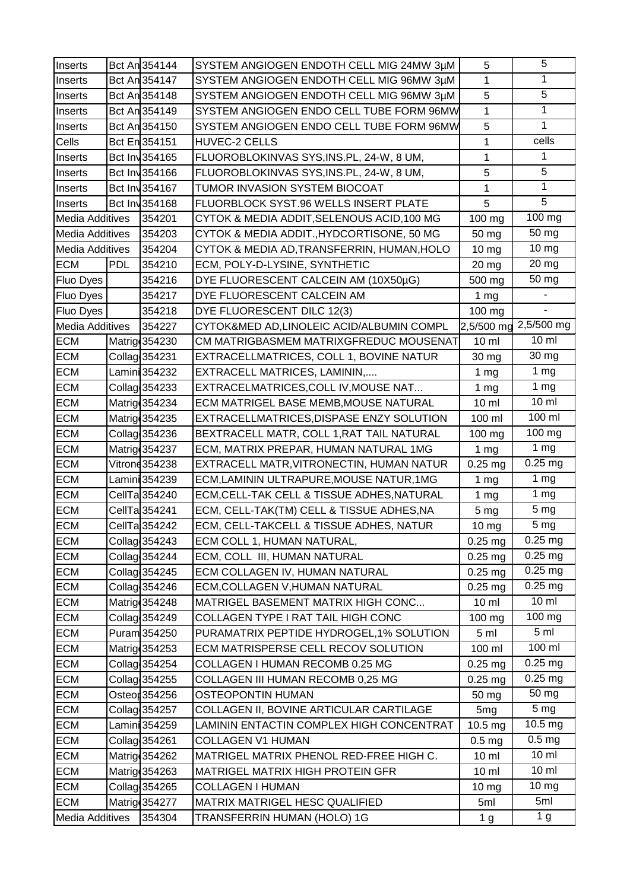| | | | | | |
|---|---|---|---|---|---|
| Inserts | Bct An | 354144 | SYSTEM ANGIOGEN ENDOTH CELL MIG 24MW 3µM | 5 | 5 |
| Inserts | Bct An | 354147 | SYSTEM ANGIOGEN ENDOTH CELL MIG 96MW 3µM | 1 | 1 |
| Inserts | Bct An | 354148 | SYSTEM ANGIOGEN ENDOTH CELL MIG 96MW 3µM | 5 | 5 |
| Inserts | Bct An | 354149 | SYSTEM ANGIOGEN ENDO CELL TUBE FORM 96MW | 1 | 1 |
| Inserts | Bct An | 354150 | SYSTEM ANGIOGEN ENDO CELL TUBE FORM 96MW | 5 | 1 |
| Cells | Bct En | 354151 | HUVEC-2 CELLS | 1 | cells |
| Inserts | Bct Inv | 354165 | FLUOROBLOKINVAS SYS,INS.PL, 24-W, 8 UM, | 1 | 1 |
| Inserts | Bct Inv | 354166 | FLUOROBLOKINVAS SYS,INS.PL, 24-W, 8 UM, | 5 | 5 |
| Inserts | Bct Inv | 354167 | TUMOR INVASION SYSTEM BIOCOAT | 1 | 1 |
| Inserts | Bct Inv | 354168 | FLUORBLOCK SYST.96 WELLS INSERT PLATE | 5 | 5 |
| Media Additives | | 354201 | CYTOK & MEDIA ADDIT,SELENOUS ACID,100 MG | 100 mg | 100 mg |
| Media Additives | | 354203 | CYTOK & MEDIA ADDIT.,HYDCORTISONE, 50 MG | 50 mg | 50 mg |
| Media Additives | | 354204 | CYTOK & MEDIA AD,TRANSFERRIN, HUMAN,HOLO | 10 mg | 10 mg |
| ECM | PDL | 354210 | ECM, POLY-D-LYSINE, SYNTHETIC | 20 mg | 20 mg |
| Fluo Dyes | | 354216 | DYE FLUORESCENT CALCEIN AM (10X50µG) | 500 mg | 50 mg |
| Fluo Dyes | | 354217 | DYE FLUORESCENT CALCEIN AM | 1 mg | - |
| Fluo Dyes | | 354218 | DYE FLUORESCENT DILC 12(3) | 100 mg | - |
| Media Additives | | 354227 | CYTOK&MED AD,LINOLEIC ACID/ALBUMIN COMPL | 2,5/500 mg | 2,5/500 mg |
| ECM | Matrig | 354230 | CM MATRIGBASMEM MATRIXGFREDUC MOUSENAT | 10 ml | 10 ml |
| ECM | Collag | 354231 | EXTRACELLMATRICES, COLL 1, BOVINE NATUR | 30 mg | 30 mg |
| ECM | Lamini | 354232 | EXTRACELL MATRICES, LAMININ,.... | 1 mg | 1 mg |
| ECM | Collag | 354233 | EXTRACELMATRICES,COLL IV,MOUSE NAT... | 1 mg | 1 mg |
| ECM | Matrig | 354234 | ECM MATRIGEL BASE MEMB,MOUSE NATURAL | 10 ml | 10 ml |
| ECM | Matrig | 354235 | EXTRACELLMATRICES,DISPASE ENZY SOLUTION | 100 ml | 100 ml |
| ECM | Collag | 354236 | BEXTRACELL MATR, COLL 1,RAT TAIL NATURAL | 100 mg | 100 mg |
| ECM | Matrig | 354237 | ECM, MATRIX PREPAR, HUMAN NATURAL 1MG | 1 mg | 1 mg |
| ECM | Vitron | 354238 | EXTRACELL MATR,VITRONECTIN, HUMAN NATUR | 0.25 mg | 0.25 mg |
| ECM | Lamini | 354239 | ECM,LAMININ ULTRAPURE,MOUSE NATUR,1MG | 1 mg | 1 mg |
| ECM | CellTa | 354240 | ECM,CELL-TAK CELL & TISSUE ADHES,NATURAL | 1 mg | 1 mg |
| ECM | CellTa | 354241 | ECM, CELL-TAK(TM) CELL & TISSUE ADHES,NA | 5 mg | 5 mg |
| ECM | CellTa | 354242 | ECM, CELL-TAKCELL & TISSUE ADHES, NATUR | 10 mg | 5 mg |
| ECM | Collag | 354243 | ECM COLL 1, HUMAN NATURAL, | 0.25 mg | 0.25 mg |
| ECM | Collag | 354244 | ECM, COLL III, HUMAN NATURAL | 0.25 mg | 0.25 mg |
| ECM | Collag | 354245 | ECM COLLAGEN IV, HUMAN NATURAL | 0.25 mg | 0.25 mg |
| ECM | Collag | 354246 | ECM,COLLAGEN V,HUMAN NATURAL | 0.25 mg | 0.25 mg |
| ECM | Matrig | 354248 | MATRIGEL BASEMENT MATRIX HIGH CONC... | 10 ml | 10 ml |
| ECM | Collag | 354249 | COLLAGEN TYPE I RAT TAIL HIGH CONC | 100 mg | 100 mg |
| ECM | Puram | 354250 | PURAMATRIX PEPTIDE HYDROGEL,1% SOLUTION | 5 ml | 5 ml |
| ECM | Matrig | 354253 | ECM MATRISPERSE CELL RECOV SOLUTION | 100 ml | 100 ml |
| ECM | Collag | 354254 | COLLAGEN I HUMAN RECOMB 0.25 MG | 0.25 mg | 0.25 mg |
| ECM | Collag | 354255 | COLLAGEN III HUMAN RECOMB 0,25 MG | 0.25 mg | 0.25 mg |
| ECM | Osteop | 354256 | OSTEOPONTIN HUMAN | 50 mg | 50 mg |
| ECM | Collag | 354257 | COLLAGEN II, BOVINE ARTICULAR CARTILAGE | 5mg | 5 mg |
| ECM | Lamini | 354259 | LAMININ ENTACTIN COMPLEX HIGH CONCENTRAT | 10.5 mg | 10.5 mg |
| ECM | Collag | 354261 | COLLAGEN V1 HUMAN | 0.5 mg | 0.5 mg |
| ECM | Matrig | 354262 | MATRIGEL MATRIX PHENOL RED-FREE HIGH C. | 10 ml | 10 ml |
| ECM | Matrig | 354263 | MATRIGEL MATRIX HIGH PROTEIN GFR | 10 ml | 10 ml |
| ECM | Collag | 354265 | COLLAGEN I HUMAN | 10 mg | 10 mg |
| ECM | Matrig | 354277 | MATRIX MATRIGEL HESC QUALIFIED | 5ml | 5ml |
| Media Additives | | 354304 | TRANSFERRIN HUMAN (HOLO) 1G | 1 g | 1 g |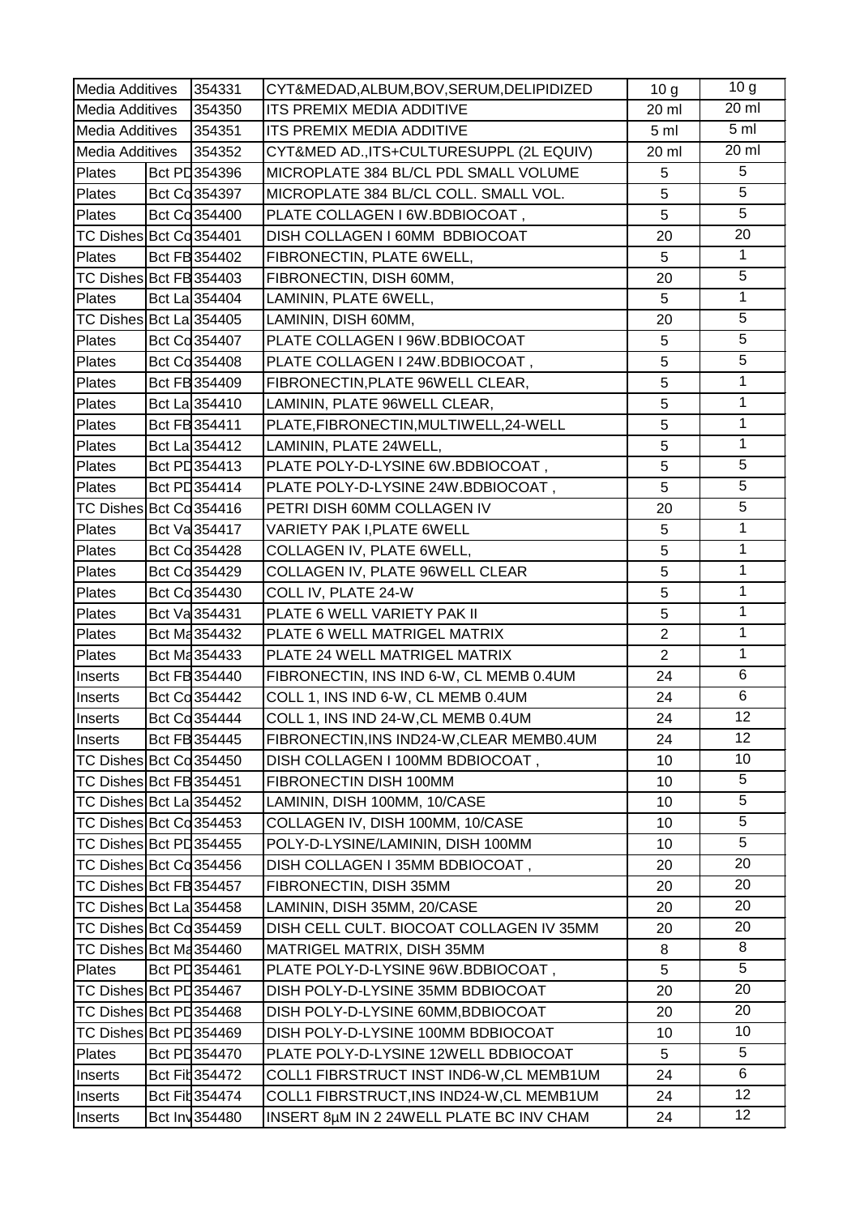| | | | | | |
|---|---|---|---|---|---|
| Media Additives | | 354331 | CYT&MEDAD,ALBUM,BOV,SERUM,DELIPIDIZED | 10 g | 10 g |
| Media Additives | | 354350 | ITS PREMIX MEDIA ADDITIVE | 20 ml | 20 ml |
| Media Additives | | 354351 | ITS PREMIX MEDIA ADDITIVE | 5 ml | 5 ml |
| Media Additives | | 354352 | CYT&MED AD.,ITS+CULTURESUPPL (2L EQUIV) | 20 ml | 20 ml |
| Plates | Bct PD | 354396 | MICROPLATE 384 BL/CL PDL SMALL VOLUME | 5 | 5 |
| Plates | Bct Co | 354397 | MICROPLATE 384 BL/CL COLL. SMALL VOL. | 5 | 5 |
| Plates | Bct Co | 354400 | PLATE COLLAGEN I 6W.BDBIOCOAT , | 5 | 5 |
| TC Dishes | Bct Co | 354401 | DISH COLLAGEN I 60MM BDBIOCOAT | 20 | 20 |
| Plates | Bct FB | 354402 | FIBRONECTIN, PLATE 6WELL, | 5 | 1 |
| TC Dishes | Bct FB | 354403 | FIBRONECTIN, DISH 60MM, | 20 | 5 |
| Plates | Bct La | 354404 | LAMININ, PLATE 6WELL, | 5 | 1 |
| TC Dishes | Bct La | 354405 | LAMININ, DISH 60MM, | 20 | 5 |
| Plates | Bct Co | 354407 | PLATE COLLAGEN I 96W.BDBIOCOAT | 5 | 5 |
| Plates | Bct Co | 354408 | PLATE COLLAGEN I 24W.BDBIOCOAT , | 5 | 5 |
| Plates | Bct FB | 354409 | FIBRONECTIN,PLATE 96WELL CLEAR, | 5 | 1 |
| Plates | Bct La | 354410 | LAMININ, PLATE 96WELL CLEAR, | 5 | 1 |
| Plates | Bct FB | 354411 | PLATE,FIBRONECTIN,MULTIWELL,24-WELL | 5 | 1 |
| Plates | Bct La | 354412 | LAMININ, PLATE 24WELL, | 5 | 1 |
| Plates | Bct PD | 354413 | PLATE POLY-D-LYSINE 6W.BDBIOCOAT , | 5 | 5 |
| Plates | Bct PD | 354414 | PLATE POLY-D-LYSINE 24W.BDBIOCOAT , | 5 | 5 |
| TC Dishes | Bct Co | 354416 | PETRI DISH 60MM COLLAGEN IV | 20 | 5 |
| Plates | Bct Va | 354417 | VARIETY PAK I,PLATE 6WELL | 5 | 1 |
| Plates | Bct Co | 354428 | COLLAGEN IV, PLATE 6WELL, | 5 | 1 |
| Plates | Bct Co | 354429 | COLLAGEN IV, PLATE 96WELL CLEAR | 5 | 1 |
| Plates | Bct Co | 354430 | COLL IV, PLATE 24-W | 5 | 1 |
| Plates | Bct Va | 354431 | PLATE 6 WELL VARIETY PAK II | 5 | 1 |
| Plates | Bct Ma | 354432 | PLATE 6 WELL MATRIGEL MATRIX | 2 | 1 |
| Plates | Bct Ma | 354433 | PLATE 24 WELL MATRIGEL MATRIX | 2 | 1 |
| Inserts | Bct FB | 354440 | FIBRONECTIN, INS IND 6-W, CL MEMB 0.4UM | 24 | 6 |
| Inserts | Bct Co | 354442 | COLL 1, INS IND 6-W, CL MEMB 0.4UM | 24 | 6 |
| Inserts | Bct Co | 354444 | COLL 1, INS IND 24-W,CL MEMB 0.4UM | 24 | 12 |
| Inserts | Bct FB | 354445 | FIBRONECTIN,INS IND24-W,CLEAR MEMB0.4UM | 24 | 12 |
| TC Dishes | Bct Co | 354450 | DISH COLLAGEN I 100MM BDBIOCOAT , | 10 | 10 |
| TC Dishes | Bct FB | 354451 | FIBRONECTIN DISH 100MM | 10 | 5 |
| TC Dishes | Bct La | 354452 | LAMININ, DISH 100MM, 10/CASE | 10 | 5 |
| TC Dishes | Bct Co | 354453 | COLLAGEN IV, DISH 100MM, 10/CASE | 10 | 5 |
| TC Dishes | Bct PD | 354455 | POLY-D-LYSINE/LAMININ, DISH 100MM | 10 | 5 |
| TC Dishes | Bct Co | 354456 | DISH COLLAGEN I 35MM BDBIOCOAT , | 20 | 20 |
| TC Dishes | Bct FB | 354457 | FIBRONECTIN, DISH 35MM | 20 | 20 |
| TC Dishes | Bct La | 354458 | LAMININ, DISH 35MM, 20/CASE | 20 | 20 |
| TC Dishes | Bct Co | 354459 | DISH CELL CULT. BIOCOAT COLLAGEN IV 35MM | 20 | 20 |
| TC Dishes | Bct Ma | 354460 | MATRIGEL MATRIX, DISH 35MM | 8 | 8 |
| Plates | Bct PD | 354461 | PLATE POLY-D-LYSINE 96W.BDBIOCOAT , | 5 | 5 |
| TC Dishes | Bct PD | 354467 | DISH POLY-D-LYSINE 35MM BDBIOCOAT | 20 | 20 |
| TC Dishes | Bct PD | 354468 | DISH POLY-D-LYSINE 60MM,BDBIOCOAT | 20 | 20 |
| TC Dishes | Bct PD | 354469 | DISH POLY-D-LYSINE 100MM BDBIOCOAT | 10 | 10 |
| Plates | Bct PD | 354470 | PLATE POLY-D-LYSINE 12WELL BDBIOCOAT | 5 | 5 |
| Inserts | Bct Fib | 354472 | COLL1 FIBRSTRUCT INST IND6-W,CL MEMB1UM | 24 | 6 |
| Inserts | Bct Fib | 354474 | COLL1 FIBRSTRUCT,INS IND24-W,CL MEMB1UM | 24 | 12 |
| Inserts | Bct Inv | 354480 | INSERT 8µM IN 2 24WELL PLATE BC INV CHAM | 24 | 12 |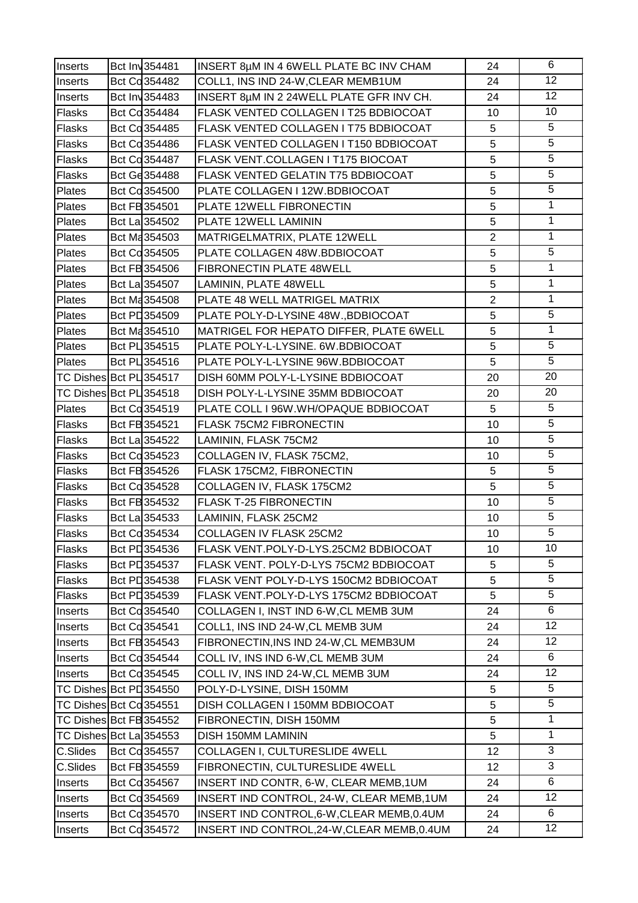| | | | | | |
|---|---|---|---|---|---|
| Inserts | Bct Inv | 354481 | INSERT 8µM IN 4 6WELL PLATE BC INV CHAM | 24 | 6 |
| Inserts | Bct Co | 354482 | COLL1, INS IND 24-W,CLEAR MEMB1UM | 24 | 12 |
| Inserts | Bct Inv | 354483 | INSERT 8µM IN 2 24WELL PLATE GFR INV CH. | 24 | 12 |
| Flasks | Bct Co | 354484 | FLASK VENTED COLLAGEN I T25 BDBIOCOAT | 10 | 10 |
| Flasks | Bct Co | 354485 | FLASK VENTED COLLAGEN I T75 BDBIOCOAT | 5 | 5 |
| Flasks | Bct Co | 354486 | FLASK VENTED COLLAGEN I T150 BDBIOCOAT | 5 | 5 |
| Flasks | Bct Co | 354487 | FLASK VENT.COLLAGEN I T175 BIOCOAT | 5 | 5 |
| Flasks | Bct Ge | 354488 | FLASK VENTED GELATIN T75 BDBIOCOAT | 5 | 5 |
| Plates | Bct Co | 354500 | PLATE COLLAGEN I 12W.BDBIOCOAT | 5 | 5 |
| Plates | Bct FB | 354501 | PLATE 12WELL FIBRONECTIN | 5 | 1 |
| Plates | Bct La | 354502 | PLATE 12WELL LAMININ | 5 | 1 |
| Plates | Bct Ma | 354503 | MATRIGELMATRIX, PLATE 12WELL | 2 | 1 |
| Plates | Bct Co | 354505 | PLATE COLLAGEN 48W.BDBIOCOAT | 5 | 5 |
| Plates | Bct FB | 354506 | FIBRONECTIN PLATE 48WELL | 5 | 1 |
| Plates | Bct La | 354507 | LAMININ, PLATE 48WELL | 5 | 1 |
| Plates | Bct Ma | 354508 | PLATE 48 WELL MATRIGEL MATRIX | 2 | 1 |
| Plates | Bct PD | 354509 | PLATE POLY-D-LYSINE 48W.,BDBIOCOAT | 5 | 5 |
| Plates | Bct Ma | 354510 | MATRIGEL FOR HEPATO DIFFER, PLATE 6WELL | 5 | 1 |
| Plates | Bct PL | 354515 | PLATE POLY-L-LYSINE. 6W.BDBIOCOAT | 5 | 5 |
| Plates | Bct PL | 354516 | PLATE POLY-L-LYSINE 96W.BDBIOCOAT | 5 | 5 |
| TC Dishes | Bct PL | 354517 | DISH 60MM POLY-L-LYSINE BDBIOCOAT | 20 | 20 |
| TC Dishes | Bct PL | 354518 | DISH POLY-L-LYSINE 35MM BDBIOCOAT | 20 | 20 |
| Plates | Bct Co | 354519 | PLATE COLL I 96W.WH/OPAQUE BDBIOCOAT | 5 | 5 |
| Flasks | Bct FB | 354521 | FLASK 75CM2 FIBRONECTIN | 10 | 5 |
| Flasks | Bct La | 354522 | LAMININ, FLASK 75CM2 | 10 | 5 |
| Flasks | Bct Co | 354523 | COLLAGEN IV, FLASK 75CM2, | 10 | 5 |
| Flasks | Bct FB | 354526 | FLASK 175CM2, FIBRONECTIN | 5 | 5 |
| Flasks | Bct Co | 354528 | COLLAGEN IV, FLASK 175CM2 | 5 | 5 |
| Flasks | Bct FB | 354532 | FLASK T-25 FIBRONECTIN | 10 | 5 |
| Flasks | Bct La | 354533 | LAMININ, FLASK 25CM2 | 10 | 5 |
| Flasks | Bct Co | 354534 | COLLAGEN IV FLASK 25CM2 | 10 | 5 |
| Flasks | Bct PD | 354536 | FLASK VENT.POLY-D-LYS.25CM2 BDBIOCOAT | 10 | 10 |
| Flasks | Bct PD | 354537 | FLASK VENT. POLY-D-LYS 75CM2 BDBIOCOAT | 5 | 5 |
| Flasks | Bct PD | 354538 | FLASK VENT POLY-D-LYS 150CM2 BDBIOCOAT | 5 | 5 |
| Flasks | Bct PD | 354539 | FLASK VENT.POLY-D-LYS 175CM2 BDBIOCOAT | 5 | 5 |
| Inserts | Bct Co | 354540 | COLLAGEN I, INST IND 6-W,CL MEMB 3UM | 24 | 6 |
| Inserts | Bct Co | 354541 | COLL1, INS IND 24-W,CL MEMB 3UM | 24 | 12 |
| Inserts | Bct FB | 354543 | FIBRONECTIN,INS IND 24-W,CL MEMB3UM | 24 | 12 |
| Inserts | Bct Co | 354544 | COLL IV, INS IND 6-W,CL MEMB 3UM | 24 | 6 |
| Inserts | Bct Co | 354545 | COLL IV, INS IND 24-W,CL MEMB 3UM | 24 | 12 |
| TC Dishes | Bct PD | 354550 | POLY-D-LYSINE, DISH 150MM | 5 | 5 |
| TC Dishes | Bct Co | 354551 | DISH COLLAGEN I 150MM BDBIOCOAT | 5 | 5 |
| TC Dishes | Bct FB | 354552 | FIBRONECTIN, DISH 150MM | 5 | 1 |
| TC Dishes | Bct La | 354553 | DISH 150MM LAMININ | 5 | 1 |
| C.Slides | Bct Co | 354557 | COLLAGEN I, CULTURESLIDE 4WELL | 12 | 3 |
| C.Slides | Bct FB | 354559 | FIBRONECTIN, CULTURESLIDE 4WELL | 12 | 3 |
| Inserts | Bct Co | 354567 | INSERT IND CONTR, 6-W, CLEAR MEMB,1UM | 24 | 6 |
| Inserts | Bct Co | 354569 | INSERT IND CONTROL, 24-W, CLEAR MEMB,1UM | 24 | 12 |
| Inserts | Bct Co | 354570 | INSERT IND CONTROL,6-W,CLEAR MEMB,0.4UM | 24 | 6 |
| Inserts | Bct Co | 354572 | INSERT IND CONTROL,24-W,CLEAR MEMB,0.4UM | 24 | 12 |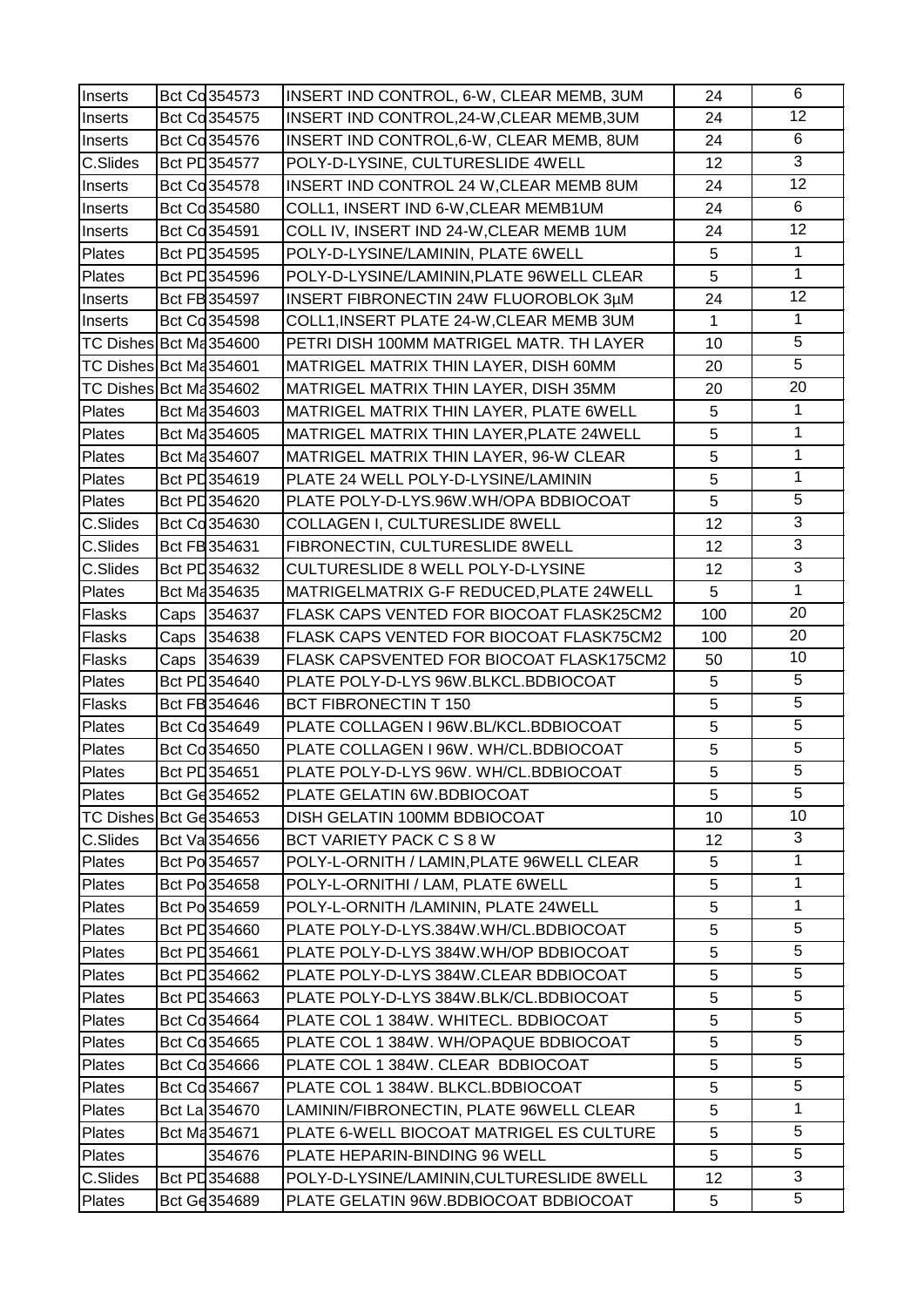| | | | | | |
|---|---|---|---|---|---|
| Inserts | Bct Co | 354573 | INSERT IND CONTROL, 6-W, CLEAR MEMB, 3UM | 24 | 6 |
| Inserts | Bct Co | 354575 | INSERT IND CONTROL,24-W,CLEAR MEMB,3UM | 24 | 12 |
| Inserts | Bct Co | 354576 | INSERT IND CONTROL,6-W, CLEAR MEMB, 8UM | 24 | 6 |
| C.Slides | Bct PD | 354577 | POLY-D-LYSINE, CULTURESLIDE 4WELL | 12 | 3 |
| Inserts | Bct Co | 354578 | INSERT IND CONTROL 24 W,CLEAR MEMB 8UM | 24 | 12 |
| Inserts | Bct Co | 354580 | COLL1, INSERT IND 6-W,CLEAR MEMB1UM | 24 | 6 |
| Inserts | Bct Co | 354591 | COLL IV, INSERT IND 24-W,CLEAR MEMB 1UM | 24 | 12 |
| Plates | Bct PD | 354595 | POLY-D-LYSINE/LAMININ, PLATE 6WELL | 5 | 1 |
| Plates | Bct PD | 354596 | POLY-D-LYSINE/LAMININ,PLATE 96WELL CLEAR | 5 | 1 |
| Inserts | Bct FB | 354597 | INSERT FIBRONECTIN 24W FLUOROBLOK 3µM | 24 | 12 |
| Inserts | Bct Co | 354598 | COLL1,INSERT PLATE 24-W,CLEAR MEMB 3UM | 1 | 1 |
| TC Dishes | Bct Ma | 354600 | PETRI DISH 100MM MATRIGEL MATR. TH LAYER | 10 | 5 |
| TC Dishes | Bct Ma | 354601 | MATRIGEL MATRIX THIN LAYER, DISH 60MM | 20 | 5 |
| TC Dishes | Bct Ma | 354602 | MATRIGEL MATRIX THIN LAYER, DISH 35MM | 20 | 20 |
| Plates | Bct Ma | 354603 | MATRIGEL MATRIX THIN LAYER, PLATE 6WELL | 5 | 1 |
| Plates | Bct Ma | 354605 | MATRIGEL MATRIX THIN LAYER,PLATE 24WELL | 5 | 1 |
| Plates | Bct Ma | 354607 | MATRIGEL MATRIX THIN LAYER, 96-W CLEAR | 5 | 1 |
| Plates | Bct PD | 354619 | PLATE 24 WELL POLY-D-LYSINE/LAMININ | 5 | 1 |
| Plates | Bct PD | 354620 | PLATE POLY-D-LYS.96W.WH/OPA BDBIOCOAT | 5 | 5 |
| C.Slides | Bct Co | 354630 | COLLAGEN I, CULTURESLIDE 8WELL | 12 | 3 |
| C.Slides | Bct FB | 354631 | FIBRONECTIN, CULTURESLIDE 8WELL | 12 | 3 |
| C.Slides | Bct PD | 354632 | CULTURESLIDE 8 WELL POLY-D-LYSINE | 12 | 3 |
| Plates | Bct Ma | 354635 | MATRIGELMATRIX G-F REDUCED,PLATE 24WELL | 5 | 1 |
| Flasks | Caps | 354637 | FLASK CAPS VENTED FOR BIOCOAT FLASK25CM2 | 100 | 20 |
| Flasks | Caps | 354638 | FLASK CAPS VENTED FOR BIOCOAT FLASK75CM2 | 100 | 20 |
| Flasks | Caps | 354639 | FLASK CAPSVENTED FOR BIOCOAT FLASK175CM2 | 50 | 10 |
| Plates | Bct PD | 354640 | PLATE POLY-D-LYS 96W.BLKCL.BDBIOCOAT | 5 | 5 |
| Flasks | Bct FB | 354646 | BCT FIBRONECTIN T 150 | 5 | 5 |
| Plates | Bct Co | 354649 | PLATE COLLAGEN I 96W.BL/KCL.BDBIOCOAT | 5 | 5 |
| Plates | Bct Co | 354650 | PLATE COLLAGEN I 96W. WH/CL.BDBIOCOAT | 5 | 5 |
| Plates | Bct PD | 354651 | PLATE POLY-D-LYS 96W. WH/CL.BDBIOCOAT | 5 | 5 |
| Plates | Bct Ge | 354652 | PLATE GELATIN 6W.BDBIOCOAT | 5 | 5 |
| TC Dishes | Bct Ge | 354653 | DISH GELATIN 100MM BDBIOCOAT | 10 | 10 |
| C.Slides | Bct Va | 354656 | BCT VARIETY PACK C S 8 W | 12 | 3 |
| Plates | Bct Po | 354657 | POLY-L-ORNITH / LAMIN,PLATE 96WELL CLEAR | 5 | 1 |
| Plates | Bct Po | 354658 | POLY-L-ORNITHI / LAM, PLATE 6WELL | 5 | 1 |
| Plates | Bct Po | 354659 | POLY-L-ORNITH /LAMININ, PLATE 24WELL | 5 | 1 |
| Plates | Bct PD | 354660 | PLATE POLY-D-LYS.384W.WH/CL.BDBIOCOAT | 5 | 5 |
| Plates | Bct PD | 354661 | PLATE POLY-D-LYS 384W.WH/OP BDBIOCOAT | 5 | 5 |
| Plates | Bct PD | 354662 | PLATE POLY-D-LYS 384W.CLEAR BDBIOCOAT | 5 | 5 |
| Plates | Bct PD | 354663 | PLATE POLY-D-LYS 384W.BLK/CL.BDBIOCOAT | 5 | 5 |
| Plates | Bct Co | 354664 | PLATE COL 1 384W. WHITECL. BDBIOCOAT | 5 | 5 |
| Plates | Bct Co | 354665 | PLATE COL 1 384W. WH/OPAQUE BDBIOCOAT | 5 | 5 |
| Plates | Bct Co | 354666 | PLATE COL 1 384W. CLEAR BDBIOCOAT | 5 | 5 |
| Plates | Bct Co | 354667 | PLATE COL 1 384W. BLKCL.BDBIOCOAT | 5 | 5 |
| Plates | Bct La | 354670 | LAMININ/FIBRONECTIN, PLATE 96WELL CLEAR | 5 | 1 |
| Plates | Bct Ma | 354671 | PLATE 6-WELL BIOCOAT MATRIGEL ES CULTURE | 5 | 5 |
| Plates | | 354676 | PLATE HEPARIN-BINDING 96 WELL | 5 | 5 |
| C.Slides | Bct PD | 354688 | POLY-D-LYSINE/LAMININ,CULTURESLIDE 8WELL | 12 | 3 |
| Plates | Bct Ge | 354689 | PLATE GELATIN 96W.BDBIOCOAT BDBIOCOAT | 5 | 5 |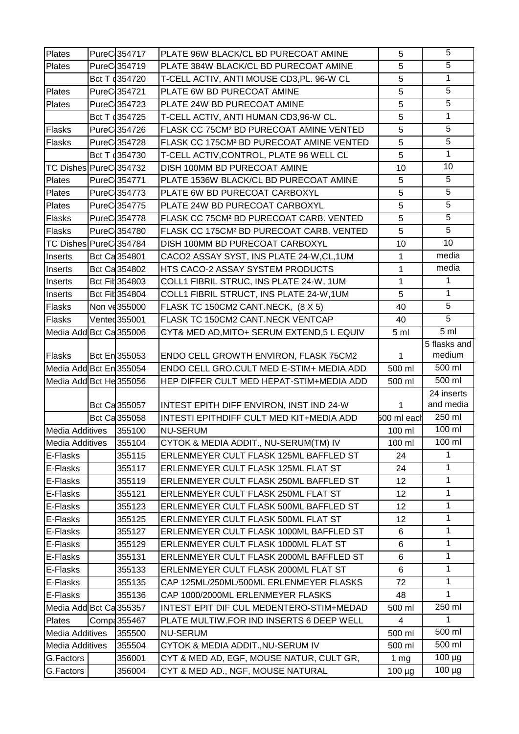| Plates | PureC | 354717 | PLATE 96W BLACK/CL BD PURECOAT AMINE | 5 | 5 |
|---|---|---|---|---|---|
| Plates | PureC | 354719 | PLATE 384W BLACK/CL BD PURECOAT AMINE | 5 | 5 |
| | Bct T c | 354720 | T-CELL ACTIV, ANTI MOUSE CD3,PL. 96-W CL | 5 | 1 |
| Plates | PureC | 354721 | PLATE 6W BD PURECOAT AMINE | 5 | 5 |
| Plates | PureC | 354723 | PLATE 24W BD PURECOAT AMINE | 5 | 5 |
| | Bct T c | 354725 | T-CELL ACTIV, ANTI HUMAN CD3,96-W CL. | 5 | 1 |
| Flasks | PureC | 354726 | FLASK CC 75CM² BD PURECOAT AMINE VENTED | 5 | 5 |
| Flasks | PureC | 354728 | FLASK CC 175CM² BD PURECOAT AMINE VENTED | 5 | 5 |
| | Bct T c | 354730 | T-CELL ACTIV,CONTROL, PLATE 96 WELL CL | 5 | 1 |
| TC Dishes | PureC | 354732 | DISH 100MM BD PURECOAT AMINE | 10 | 10 |
| Plates | PureC | 354771 | PLATE 1536W BLACK/CL BD PURECOAT AMINE | 5 | 5 |
| Plates | PureC | 354773 | PLATE 6W BD PURECOAT CARBOXYL | 5 | 5 |
| Plates | PureC | 354775 | PLATE 24W BD PURECOAT CARBOXYL | 5 | 5 |
| Flasks | PureC | 354778 | FLASK CC 75CM² BD PURECOAT CARB. VENTED | 5 | 5 |
| Flasks | PureC | 354780 | FLASK CC 175CM² BD PURECOAT CARB. VENTED | 5 | 5 |
| TC Dishes | PureC | 354784 | DISH 100MM BD PURECOAT CARBOXYL | 10 | 10 |
| Inserts | Bct Ca | 354801 | CACO2 ASSAY SYST, INS PLATE 24-W,CL,1UM | 1 | media |
| Inserts | Bct Ca | 354802 | HTS CACO-2 ASSAY SYSTEM PRODUCTS | 1 | media |
| Inserts | Bct Fib | 354803 | COLL1 FIBRIL STRUC, INS PLATE 24-W, 1UM | 1 | 1 |
| Inserts | Bct Fib | 354804 | COLL1 FIBRIL STRUCT, INS PLATE 24-W,1UM | 5 | 1 |
| Flasks | Non ve | 355000 | FLASK TC 150CM2 CANT.NECK, (8 X 5) | 40 | 5 |
| Flasks | Vented | 355001 | FLASK TC 150CM2 CANT.NECK VENTCAP | 40 | 5 |
| Media Add | Bct Ca | 355006 | CYT& MED AD,MITO+ SERUM EXTEND,5 L EQUIV | 5 ml | 5 ml |
| Flasks | Bct En | 355053 | ENDO CELL GROWTH ENVIRON, FLASK 75CM2 | 1 | 5 flasks and medium |
| Media Add | Bct En | 355054 | ENDO CELL GRO.CULT MED E-STIM+ MEDIA ADD | 500 ml | 500 ml |
| Media Add | Bct He | 355056 | HEP DIFFER CULT MED HEPAT-STIM+MEDIA ADD | 500 ml | 500 ml |
| | Bct Ca | 355057 | INTEST EPITH DIFF ENVIRON, INST IND 24-W | 1 | 24 inserts and media |
| | Bct Ca | 355058 | INTESTI EPITHDIFF CULT MED KIT+MEDIA ADD | 500 ml each | 250 ml |
| Media Additives | | 355100 | NU-SERUM | 100 ml | 100 ml |
| Media Additives | | 355104 | CYTOK & MEDIA ADDIT., NU-SERUM(TM) IV | 100 ml | 100 ml |
| E-Flasks | | 355115 | ERLENMEYER CULT FLASK 125ML BAFFLED ST | 24 | 1 |
| E-Flasks | | 355117 | ERLENMEYER CULT FLASK 125ML FLAT ST | 24 | 1 |
| E-Flasks | | 355119 | ERLENMEYER CULT FLASK 250ML BAFFLED ST | 12 | 1 |
| E-Flasks | | 355121 | ERLENMEYER CULT FLASK 250ML FLAT ST | 12 | 1 |
| E-Flasks | | 355123 | ERLENMEYER CULT FLASK 500ML BAFFLED ST | 12 | 1 |
| E-Flasks | | 355125 | ERLENMEYER CULT FLASK 500ML FLAT ST | 12 | 1 |
| E-Flasks | | 355127 | ERLENMEYER CULT FLASK 1000ML BAFFLED ST | 6 | 1 |
| E-Flasks | | 355129 | ERLENMEYER CULT FLASK 1000ML FLAT ST | 6 | 1 |
| E-Flasks | | 355131 | ERLENMEYER CULT FLASK 2000ML BAFFLED ST | 6 | 1 |
| E-Flasks | | 355133 | ERLENMEYER CULT FLASK 2000ML FLAT ST | 6 | 1 |
| E-Flasks | | 355135 | CAP 125ML/250ML/500ML ERLENMEYER FLASKS | 72 | 1 |
| E-Flasks | | 355136 | CAP 1000/2000ML ERLENMEYER FLASKS | 48 | 1 |
| Media Add | Bct Ca | 355357 | INTEST EPIT DIF CUL MEDENTERO-STIM+MEDAD | 500 ml | 250 ml |
| Plates | Compa | 355467 | PLATE MULTIW.FOR IND INSERTS 6 DEEP WELL | 4 | 1 |
| Media Additives | | 355500 | NU-SERUM | 500 ml | 500 ml |
| Media Additives | | 355504 | CYTOK & MEDIA ADDIT.,NU-SERUM IV | 500 ml | 500 ml |
| G.Factors | | 356001 | CYT & MED AD, EGF, MOUSE NATUR, CULT GR, | 1 mg | 100 µg |
| G.Factors | | 356004 | CYT & MED AD., NGF, MOUSE NATURAL | 100 µg | 100 µg |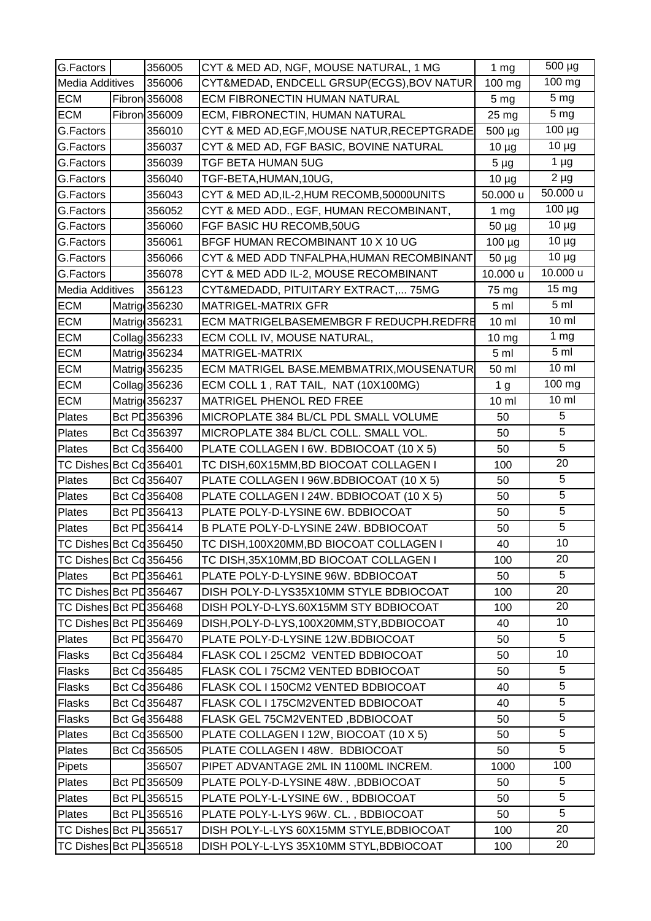| G.Factors | | 356005 | CYT & MED AD, NGF, MOUSE NATURAL, 1 MG | 1 mg | 500 µg |
|---|---|---|---|---|---|
| Media Additives | | 356006 | CYT&MEDAD, ENDCELL GRSUP(ECGS),BOV NATUR | 100 mg | 100 mg |
| ECM | Fibron | 356008 | ECM FIBRONECTIN HUMAN NATURAL | 5 mg | 5 mg |
| ECM | Fibron | 356009 | ECM, FIBRONECTIN, HUMAN NATURAL | 25 mg | 5 mg |
| G.Factors | | 356010 | CYT & MED AD,EGF,MOUSE NATUR,RECEPTGRADE | 500 µg | 100 µg |
| G.Factors | | 356037 | CYT & MED AD, FGF BASIC, BOVINE NATURAL | 10 µg | 10 µg |
| G.Factors | | 356039 | TGF BETA HUMAN 5UG | 5 µg | 1 µg |
| G.Factors | | 356040 | TGF-BETA,HUMAN,10UG, | 10 µg | 2 µg |
| G.Factors | | 356043 | CYT & MED AD,IL-2,HUM RECOMB,50000UNITS | 50.000 u | 50.000 u |
| G.Factors | | 356052 | CYT & MED ADD., EGF, HUMAN RECOMBINANT, | 1 mg | 100 µg |
| G.Factors | | 356060 | FGF BASIC HU RECOMB,50UG | 50 µg | 10 µg |
| G.Factors | | 356061 | BFGF HUMAN RECOMBINANT 10 X 10 UG | 100 µg | 10 µg |
| G.Factors | | 356066 | CYT & MED ADD TNFALPHA,HUMAN RECOMBINANT | 50 µg | 10 µg |
| G.Factors | | 356078 | CYT & MED ADD IL-2, MOUSE RECOMBINANT | 10.000 u | 10.000 u |
| Media Additives | | 356123 | CYT&MEDADD, PITUITARY EXTRACT,... 75MG | 75 mg | 15 mg |
| ECM | Matrig | 356230 | MATRIGEL-MATRIX GFR | 5 ml | 5 ml |
| ECM | Matrig | 356231 | ECM MATRIGELBASEMEMBGR F REDUCPH.REDFRE | 10 ml | 10 ml |
| ECM | Collag | 356233 | ECM COLL IV, MOUSE NATURAL, | 10 mg | 1 mg |
| ECM | Matrig | 356234 | MATRIGEL-MATRIX | 5 ml | 5 ml |
| ECM | Matrig | 356235 | ECM MATRIGEL BASE.MEMBMATRIX,MOUSENATUR | 50 ml | 10 ml |
| ECM | Collag | 356236 | ECM COLL 1 , RAT TAIL, NAT (10X100MG) | 1 g | 100 mg |
| ECM | Matrig | 356237 | MATRIGEL PHENOL RED FREE | 10 ml | 10 ml |
| Plates | Bct PD | 356396 | MICROPLATE 384 BL/CL PDL SMALL VOLUME | 50 | 5 |
| Plates | Bct Co | 356397 | MICROPLATE 384 BL/CL COLL. SMALL VOL. | 50 | 5 |
| Plates | Bct Co | 356400 | PLATE COLLAGEN I 6W. BDBIOCOAT (10 X 5) | 50 | 5 |
| TC Dishes | Bct Co | 356401 | TC DISH,60X15MM,BD BIOCOAT COLLAGEN I | 100 | 20 |
| Plates | Bct Co | 356407 | PLATE COLLAGEN I 96W.BDBIOCOAT (10 X 5) | 50 | 5 |
| Plates | Bct Co | 356408 | PLATE COLLAGEN I 24W. BDBIOCOAT (10 X 5) | 50 | 5 |
| Plates | Bct PD | 356413 | PLATE POLY-D-LYSINE 6W. BDBIOCOAT | 50 | 5 |
| Plates | Bct PD | 356414 | B PLATE POLY-D-LYSINE 24W. BDBIOCOAT | 50 | 5 |
| TC Dishes | Bct Co | 356450 | TC DISH,100X20MM,BD BIOCOAT COLLAGEN I | 40 | 10 |
| TC Dishes | Bct Co | 356456 | TC DISH,35X10MM,BD BIOCOAT COLLAGEN I | 100 | 20 |
| Plates | Bct PD | 356461 | PLATE POLY-D-LYSINE 96W. BDBIOCOAT | 50 | 5 |
| TC Dishes | Bct PD | 356467 | DISH POLY-D-LYS35X10MM STYLE BDBIOCOAT | 100 | 20 |
| TC Dishes | Bct PD | 356468 | DISH POLY-D-LYS.60X15MM STY BDBIOCOAT | 100 | 20 |
| TC Dishes | Bct PD | 356469 | DISH,POLY-D-LYS,100X20MM,STY,BDBIOCOAT | 40 | 10 |
| Plates | Bct PD | 356470 | PLATE POLY-D-LYSINE 12W.BDBIOCOAT | 50 | 5 |
| Flasks | Bct Co | 356484 | FLASK COL I 25CM2 VENTED BDBIOCOAT | 50 | 10 |
| Flasks | Bct Co | 356485 | FLASK COL I 75CM2 VENTED BDBIOCOAT | 50 | 5 |
| Flasks | Bct Co | 356486 | FLASK COL I 150CM2 VENTED BDBIOCOAT | 40 | 5 |
| Flasks | Bct Co | 356487 | FLASK COL I 175CM2VENTED BDBIOCOAT | 40 | 5 |
| Flasks | Bct Ge | 356488 | FLASK GEL 75CM2VENTED ,BDBIOCOAT | 50 | 5 |
| Plates | Bct Co | 356500 | PLATE COLLAGEN I 12W, BIOCOAT (10 X 5) | 50 | 5 |
| Plates | Bct Co | 356505 | PLATE COLLAGEN I 48W. BDBIOCOAT | 50 | 5 |
| Pipets | | 356507 | PIPET ADVANTAGE 2ML IN 1100ML INCREM. | 1000 | 100 |
| Plates | Bct PD | 356509 | PLATE POLY-D-LYSINE 48W. ,BDBIOCOAT | 50 | 5 |
| Plates | Bct PL | 356515 | PLATE POLY-L-LYSINE 6W. , BDBIOCOAT | 50 | 5 |
| Plates | Bct PL | 356516 | PLATE POLY-L-LYS 96W. CL. , BDBIOCOAT | 50 | 5 |
| TC Dishes | Bct PL | 356517 | DISH POLY-L-LYS 60X15MM STYLE,BDBIOCOAT | 100 | 20 |
| TC Dishes | Bct PL | 356518 | DISH POLY-L-LYS 35X10MM STYL,BDBIOCOAT | 100 | 20 |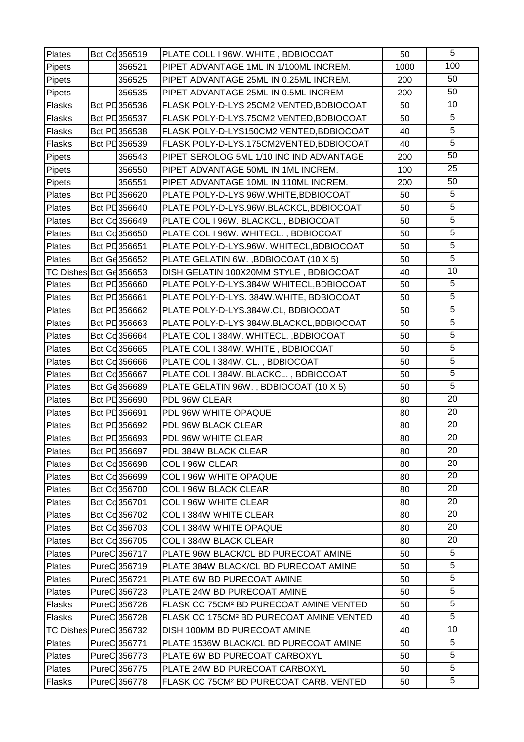| Plates | Bct Co | 356519 | PLATE COLL I 96W. WHITE , BDBIOCOAT | 50 | 5 |
|---|---|---|---|---|---|
| Pipets | | 356521 | PIPET ADVANTAGE 1ML IN 1/100ML INCREM. | 1000 | 100 |
| Pipets | | 356525 | PIPET ADVANTAGE 25ML IN 0.25ML INCREM. | 200 | 50 |
| Pipets | | 356535 | PIPET ADVANTAGE 25ML IN 0.5ML INCREM | 200 | 50 |
| Flasks | Bct PD | 356536 | FLASK POLY-D-LYS 25CM2 VENTED,BDBIOCOAT | 50 | 10 |
| Flasks | Bct PD | 356537 | FLASK POLY-D-LYS.75CM2 VENTED,BDBIOCOAT | 50 | 5 |
| Flasks | Bct PD | 356538 | FLASK POLY-D-LYS150CM2 VENTED,BDBIOCOAT | 40 | 5 |
| Flasks | Bct PD | 356539 | FLASK POLY-D-LYS.175CM2VENTED,BDBIOCOAT | 40 | 5 |
| Pipets | | 356543 | PIPET SEROLOG 5ML 1/10 INC IND ADVANTAGE | 200 | 50 |
| Pipets | | 356550 | PIPET ADVANTAGE 50ML IN 1ML INCREM. | 100 | 25 |
| Pipets | | 356551 | PIPET ADVANTAGE 10ML IN 110ML INCREM. | 200 | 50 |
| Plates | Bct PD | 356620 | PLATE POLY-D-LYS 96W.WHITE,BDBIOCOAT | 50 | 5 |
| Plates | Bct PD | 356640 | PLATE POLY-D-LYS.96W.BLACKCL,BDBIOCOAT | 50 | 5 |
| Plates | Bct Co | 356649 | PLATE COL I 96W. BLACKCL., BDBIOCOAT | 50 | 5 |
| Plates | Bct Co | 356650 | PLATE COL I 96W. WHITECL. , BDBIOCOAT | 50 | 5 |
| Plates | Bct PD | 356651 | PLATE POLY-D-LYS.96W. WHITECL,BDBIOCOAT | 50 | 5 |
| Plates | Bct Ge | 356652 | PLATE GELATIN 6W. ,BDBIOCOAT (10 X 5) | 50 | 5 |
| TC Dishes | Bct Ge | 356653 | DISH GELATIN 100X20MM STYLE , BDBIOCOAT | 40 | 10 |
| Plates | Bct PD | 356660 | PLATE POLY-D-LYS.384W WHITECL,BDBIOCOAT | 50 | 5 |
| Plates | Bct PD | 356661 | PLATE POLY-D-LYS. 384W.WHITE, BDBIOCOAT | 50 | 5 |
| Plates | Bct PD | 356662 | PLATE POLY-D-LYS.384W.CL, BDBIOCOAT | 50 | 5 |
| Plates | Bct PD | 356663 | PLATE POLY-D-LYS 384W.BLACKCL,BDBIOCOAT | 50 | 5 |
| Plates | Bct Co | 356664 | PLATE COL I 384W. WHITECL. ,BDBIOCOAT | 50 | 5 |
| Plates | Bct Co | 356665 | PLATE COL I 384W. WHITE , BDBIOCOAT | 50 | 5 |
| Plates | Bct Co | 356666 | PLATE COL I 384W. CL. , BDBIOCOAT | 50 | 5 |
| Plates | Bct Co | 356667 | PLATE COL I 384W. BLACKCL. , BDBIOCOAT | 50 | 5 |
| Plates | Bct Ge | 356689 | PLATE GELATIN 96W. , BDBIOCOAT (10 X 5) | 50 | 5 |
| Plates | Bct PD | 356690 | PDL 96W CLEAR | 80 | 20 |
| Plates | Bct PD | 356691 | PDL 96W WHITE OPAQUE | 80 | 20 |
| Plates | Bct PD | 356692 | PDL 96W BLACK CLEAR | 80 | 20 |
| Plates | Bct PD | 356693 | PDL 96W WHITE CLEAR | 80 | 20 |
| Plates | Bct PD | 356697 | PDL 384W BLACK CLEAR | 80 | 20 |
| Plates | Bct Co | 356698 | COL I 96W CLEAR | 80 | 20 |
| Plates | Bct Co | 356699 | COL I 96W WHITE OPAQUE | 80 | 20 |
| Plates | Bct Co | 356700 | COL I 96W BLACK CLEAR | 80 | 20 |
| Plates | Bct Co | 356701 | COL I 96W WHITE CLEAR | 80 | 20 |
| Plates | Bct Co | 356702 | COL I 384W WHITE CLEAR | 80 | 20 |
| Plates | Bct Co | 356703 | COL I 384W WHITE OPAQUE | 80 | 20 |
| Plates | Bct Co | 356705 | COL I 384W BLACK CLEAR | 80 | 20 |
| Plates | PureC | 356717 | PLATE 96W BLACK/CL BD PURECOAT AMINE | 50 | 5 |
| Plates | PureC | 356719 | PLATE 384W BLACK/CL BD PURECOAT AMINE | 50 | 5 |
| Plates | PureC | 356721 | PLATE 6W BD PURECOAT AMINE | 50 | 5 |
| Plates | PureC | 356723 | PLATE 24W BD PURECOAT AMINE | 50 | 5 |
| Flasks | PureC | 356726 | FLASK CC 75CM² BD PURECOAT AMINE VENTED | 50 | 5 |
| Flasks | PureC | 356728 | FLASK CC 175CM² BD PURECOAT AMINE VENTED | 40 | 5 |
| TC Dishes | PureC | 356732 | DISH 100MM BD PURECOAT AMINE | 40 | 10 |
| Plates | PureC | 356771 | PLATE 1536W BLACK/CL BD PURECOAT AMINE | 50 | 5 |
| Plates | PureC | 356773 | PLATE 6W BD PURECOAT CARBOXYL | 50 | 5 |
| Plates | PureC | 356775 | PLATE 24W BD PURECOAT CARBOXYL | 50 | 5 |
| Flasks | PureC | 356778 | FLASK CC 75CM² BD PURECOAT CARB. VENTED | 50 | 5 |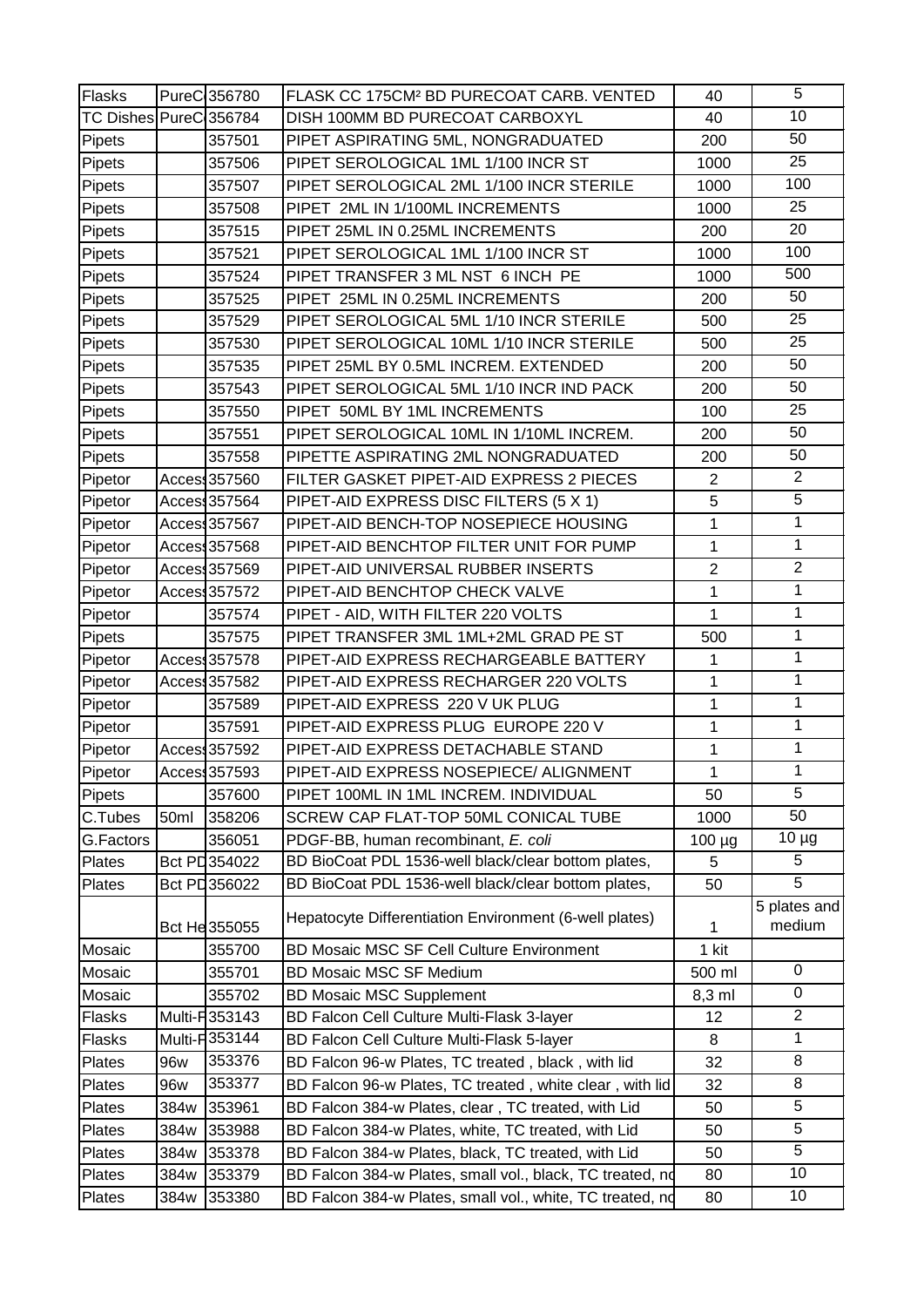| Flasks | PureC | 356780 | FLASK CC 175CM² BD PURECOAT CARB. VENTED | 40 | 5 |
|---|---|---|---|---|---|
| TC Dishes | PureC | 356784 | DISH 100MM BD PURECOAT CARBOXYL | 40 | 10 |
| Pipets | | 357501 | PIPET ASPIRATING 5ML, NONGRADUATED | 200 | 50 |
| Pipets | | 357506 | PIPET SEROLOGICAL 1ML 1/100 INCR ST | 1000 | 25 |
| Pipets | | 357507 | PIPET SEROLOGICAL 2ML 1/100 INCR STERILE | 1000 | 100 |
| Pipets | | 357508 | PIPET 2ML IN 1/100ML INCREMENTS | 1000 | 25 |
| Pipets | | 357515 | PIPET 25ML IN 0.25ML INCREMENTS | 200 | 20 |
| Pipets | | 357521 | PIPET SEROLOGICAL 1ML 1/100 INCR ST | 1000 | 100 |
| Pipets | | 357524 | PIPET TRANSFER 3 ML NST 6 INCH PE | 1000 | 500 |
| Pipets | | 357525 | PIPET 25ML IN 0.25ML INCREMENTS | 200 | 50 |
| Pipets | | 357529 | PIPET SEROLOGICAL 5ML 1/10 INCR STERILE | 500 | 25 |
| Pipets | | 357530 | PIPET SEROLOGICAL 10ML 1/10 INCR STERILE | 500 | 25 |
| Pipets | | 357535 | PIPET 25ML BY 0.5ML INCREM. EXTENDED | 200 | 50 |
| Pipets | | 357543 | PIPET SEROLOGICAL 5ML 1/10 INCR IND PACK | 200 | 50 |
| Pipets | | 357550 | PIPET 50ML BY 1ML INCREMENTS | 100 | 25 |
| Pipets | | 357551 | PIPET SEROLOGICAL 10ML IN 1/10ML INCREM. | 200 | 50 |
| Pipets | | 357558 | PIPETTE ASPIRATING 2ML NONGRADUATED | 200 | 50 |
| Pipetor | Access | 357560 | FILTER GASKET PIPET-AID EXPRESS 2 PIECES | 2 | 2 |
| Pipetor | Access | 357564 | PIPET-AID EXPRESS DISC FILTERS (5 X 1) | 5 | 5 |
| Pipetor | Access | 357567 | PIPET-AID BENCH-TOP NOSEPIECE HOUSING | 1 | 1 |
| Pipetor | Access | 357568 | PIPET-AID BENCHTOP FILTER UNIT FOR PUMP | 1 | 1 |
| Pipetor | Access | 357569 | PIPET-AID UNIVERSAL RUBBER INSERTS | 2 | 2 |
| Pipetor | Access | 357572 | PIPET-AID BENCHTOP CHECK VALVE | 1 | 1 |
| Pipetor | | 357574 | PIPET - AID, WITH FILTER 220 VOLTS | 1 | 1 |
| Pipets | | 357575 | PIPET TRANSFER 3ML 1ML+2ML GRAD PE ST | 500 | 1 |
| Pipetor | Access | 357578 | PIPET-AID EXPRESS RECHARGEABLE BATTERY | 1 | 1 |
| Pipetor | Access | 357582 | PIPET-AID EXPRESS RECHARGER 220 VOLTS | 1 | 1 |
| Pipetor | | 357589 | PIPET-AID EXPRESS 220 V UK PLUG | 1 | 1 |
| Pipetor | | 357591 | PIPET-AID EXPRESS PLUG EUROPE 220 V | 1 | 1 |
| Pipetor | Access | 357592 | PIPET-AID EXPRESS DETACHABLE STAND | 1 | 1 |
| Pipetor | Access | 357593 | PIPET-AID EXPRESS NOSEPIECE/ ALIGNMENT | 1 | 1 |
| Pipets | | 357600 | PIPET 100ML IN 1ML INCREM. INDIVIDUAL | 50 | 5 |
| C.Tubes | 50ml | 358206 | SCREW CAP FLAT-TOP 50ML CONICAL TUBE | 1000 | 50 |
| G.Factors | | 356051 | PDGF-BB, human recombinant, *E. coli* | 100 µg | 10 µg |
| Plates | Bct PD | 354022 | BD BioCoat PDL 1536-well black/clear bottom plates, | 5 | 5 |
| Plates | Bct PD | 356022 | BD BioCoat PDL 1536-well black/clear bottom plates, | 50 | 5 |
| | Bct He | 355055 | Hepatocyte Differentiation Environment (6-well plates) | 1 | 5 plates and medium |
| Mosaic | | 355700 | BD Mosaic MSC SF Cell Culture Environment | 1 kit | |
| Mosaic | | 355701 | BD Mosaic MSC SF Medium | 500 ml | 0 |
| Mosaic | | 355702 | BD Mosaic MSC Supplement | 8,3 ml | 0 |
| Flasks | Multi-F | 353143 | BD Falcon Cell Culture Multi-Flask 3-layer | 12 | 2 |
| Flasks | Multi-F | 353144 | BD Falcon Cell Culture Multi-Flask 5-layer | 8 | 1 |
| Plates | 96w | 353376 | BD Falcon 96-w Plates, TC treated , black , with lid | 32 | 8 |
| Plates | 96w | 353377 | BD Falcon 96-w Plates, TC treated , white clear , with lid | 32 | 8 |
| Plates | 384w | 353961 | BD Falcon 384-w Plates, clear , TC treated, with Lid | 50 | 5 |
| Plates | 384w | 353988 | BD Falcon 384-w Plates, white, TC treated, with Lid | 50 | 5 |
| Plates | 384w | 353378 | BD Falcon 384-w Plates, black, TC treated, with Lid | 50 | 5 |
| Plates | 384w | 353379 | BD Falcon 384-w Plates, small vol., black, TC treated, no | 80 | 10 |
| Plates | 384w | 353380 | BD Falcon 384-w Plates, small vol., white, TC treated, no | 80 | 10 |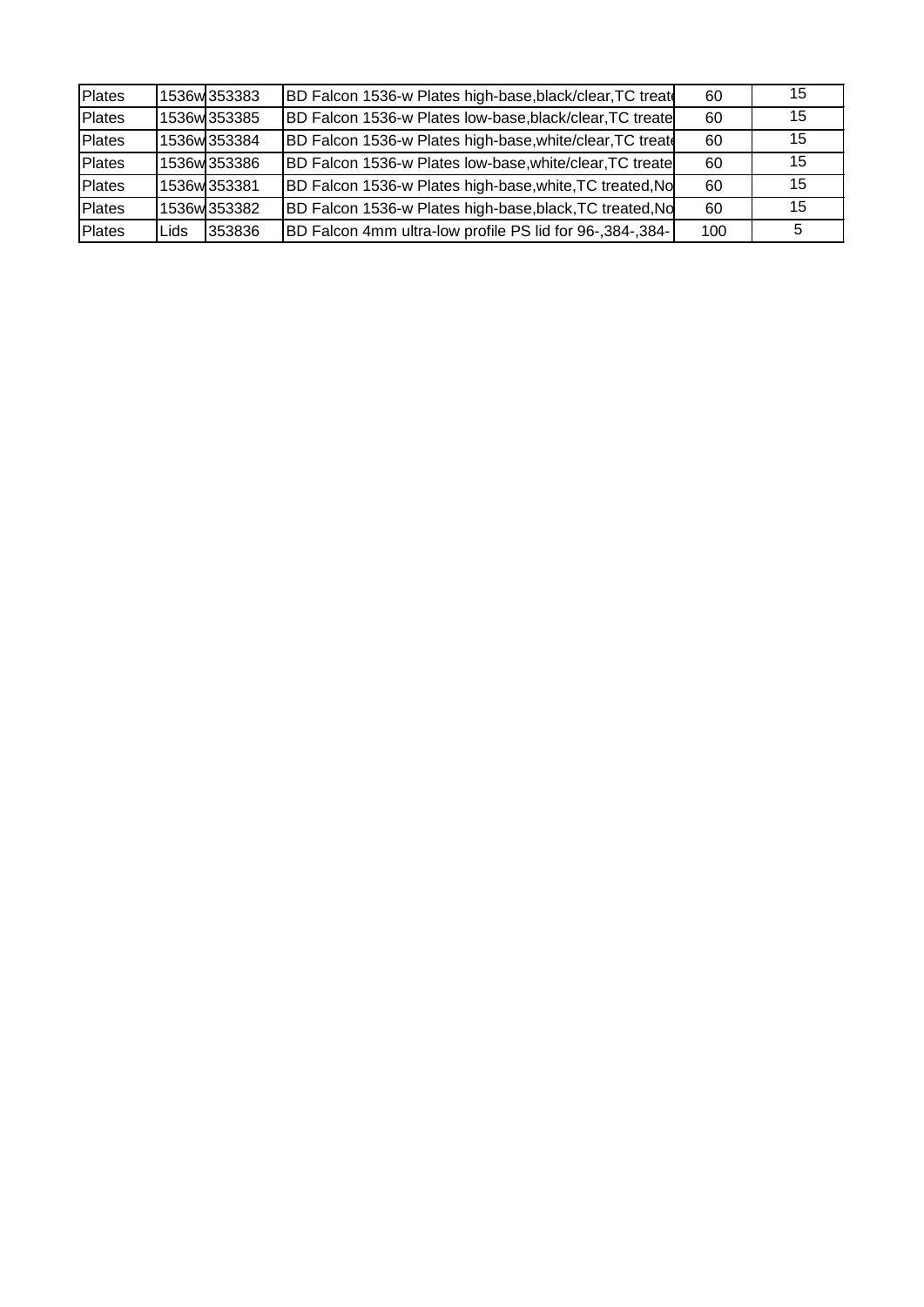| | | | | | |
|---|---|---|---|---|---|
| Plates | 1536w | 353383 | BD Falcon 1536-w Plates high-base,black/clear,TC treat | 60 | 15 |
| Plates | 1536w | 353385 | BD Falcon 1536-w Plates low-base,black/clear,TC treate | 60 | 15 |
| Plates | 1536w | 353384 | BD Falcon 1536-w Plates high-base,white/clear,TC treat | 60 | 15 |
| Plates | 1536w | 353386 | BD Falcon 1536-w Plates low-base,white/clear,TC treate | 60 | 15 |
| Plates | 1536w | 353381 | BD Falcon 1536-w Plates high-base,white,TC treated,No | 60 | 15 |
| Plates | 1536w | 353382 | BD Falcon 1536-w Plates high-base,black,TC treated,No | 60 | 15 |
| Plates | Lids | 353836 | BD Falcon 4mm ultra-low profile PS lid for 96-,384-,384- | 100 | 5 |